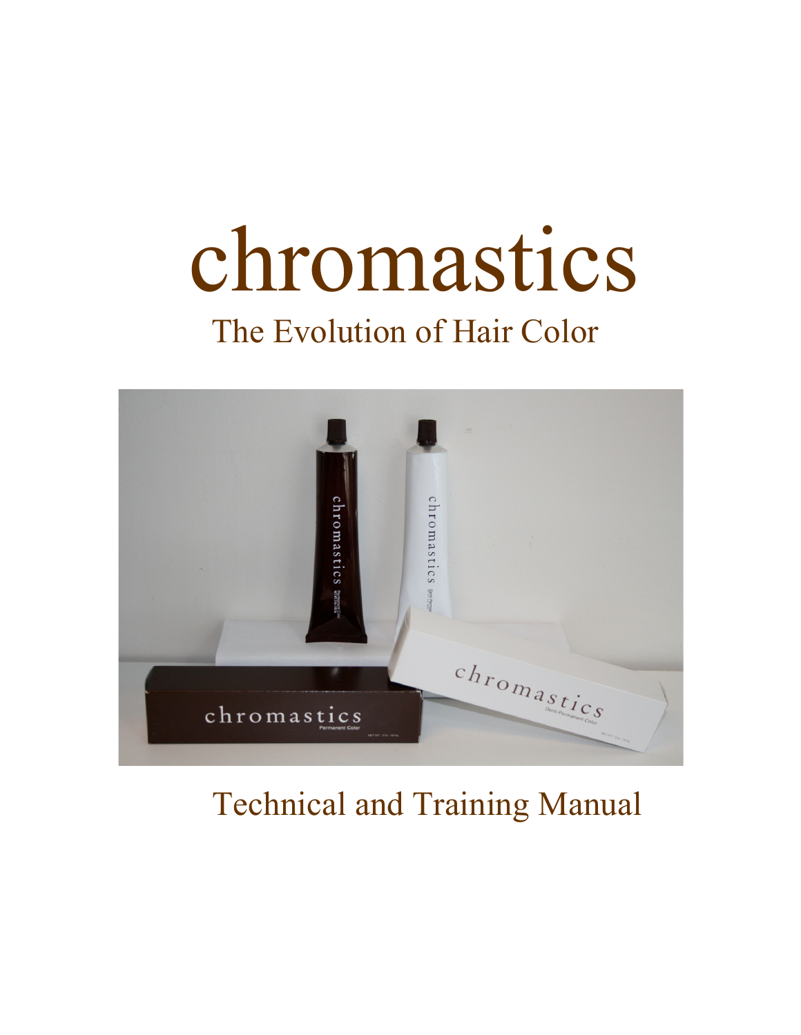# chromastics

## The Evolution of Hair Color

Technical and Training Manual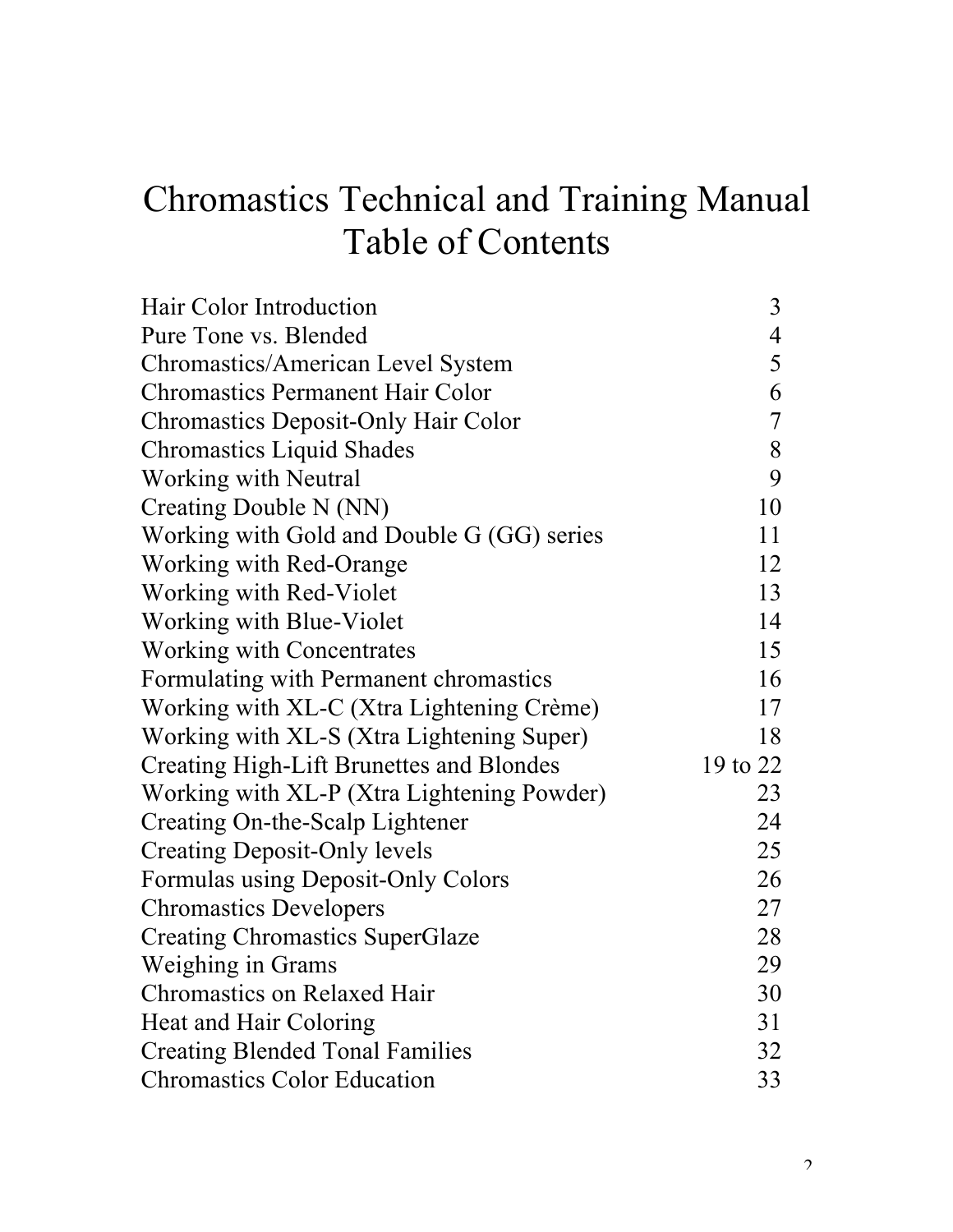# Chromastics Technical and Training Manual
## Table of Contents

| | |
|---|---|
| Hair Color Introduction | 3 |
| Pure Tone vs. Blended | 4 |
| Chromastics/American Level System | 5 |
| Chromastics Permanent Hair Color | 6 |
| Chromastics Deposit-Only Hair Color | 7 |
| Chromastics Liquid Shades | 8 |
| Working with Neutral | 9 |
| Creating Double N (NN) | 10 |
| Working with Gold and Double G (GG) series | 11 |
| Working with Red-Orange | 12 |
| Working with Red-Violet | 13 |
| Working with Blue-Violet | 14 |
| Working with Concentrates | 15 |
| Formulating with Permanent chromastics | 16 |
| Working with XL-C (Xtra Lightening Crème) | 17 |
| Working with XL-S (Xtra Lightening Super) | 18 |
| Creating High-Lift Brunettes and Blondes | 19 to 22 |
| Working with XL-P (Xtra Lightening Powder) | 23 |
| Creating On-the-Scalp Lightener | 24 |
| Creating Deposit-Only levels | 25 |
| Formulas using Deposit-Only Colors | 26 |
| Chromastics Developers | 27 |
| Creating Chromastics SuperGlaze | 28 |
| Weighing in Grams | 29 |
| Chromastics on Relaxed Hair | 30 |
| Heat and Hair Coloring | 31 |
| Creating Blended Tonal Families | 32 |
| Chromastics Color Education | 33 |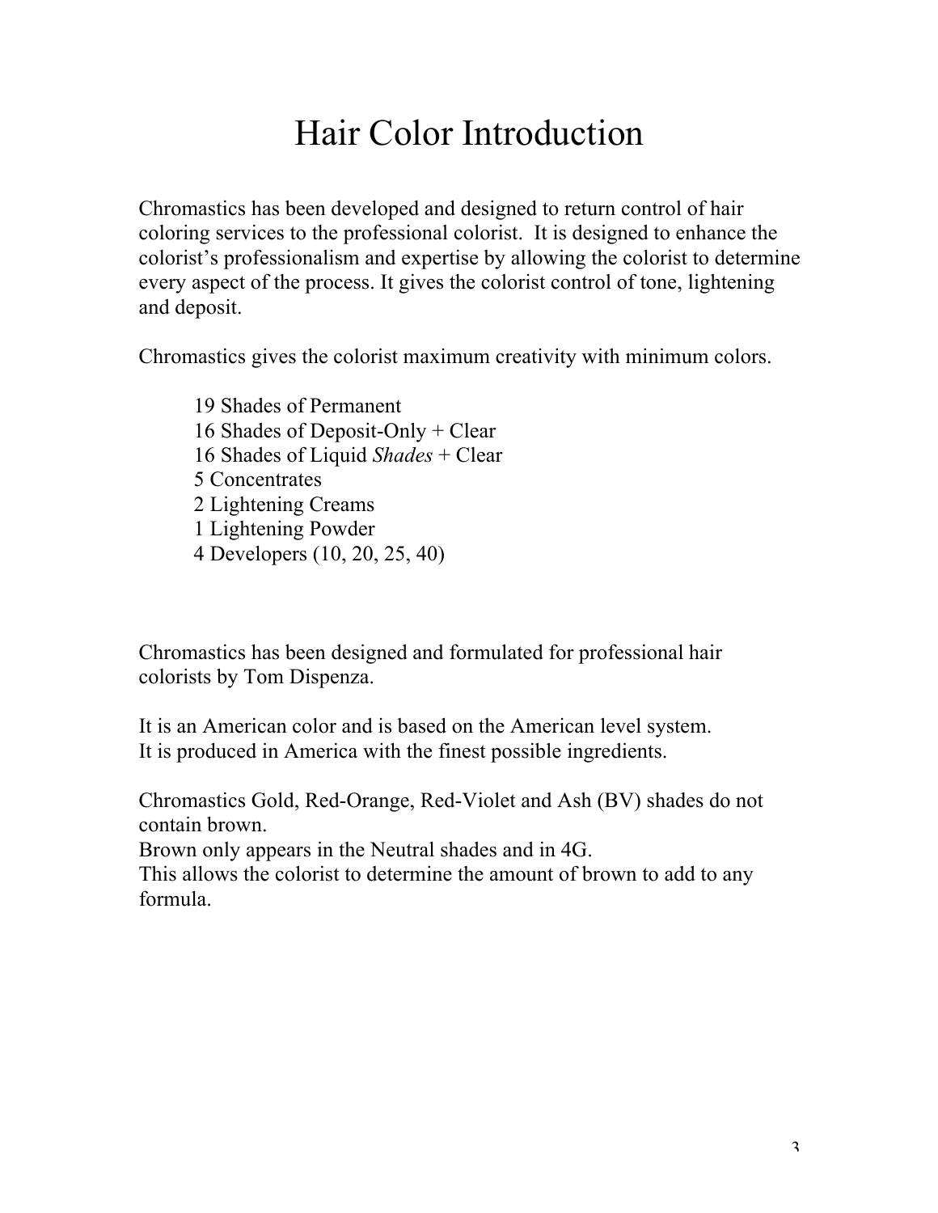# Hair Color Introduction

Chromastics has been developed and designed to return control of hair coloring services to the professional colorist. It is designed to enhance the colorist's professionalism and expertise by allowing the colorist to determine every aspect of the process. It gives the colorist control of tone, lightening and deposit.

Chromastics gives the colorist maximum creativity with minimum colors.

- 19 Shades of Permanent
- 16 Shades of Deposit-Only + Clear
- 16 Shades of Liquid *Shades* + Clear
- 5 Concentrates
- 2 Lightening Creams
- 1 Lightening Powder
- 4 Developers (10, 20, 25, 40)

Chromastics has been designed and formulated for professional hair colorists by Tom Dispenza.

It is an American color and is based on the American level system.
It is produced in America with the finest possible ingredients.

Chromastics Gold, Red-Orange, Red-Violet and Ash (BV) shades do not contain brown.
Brown only appears in the Neutral shades and in 4G.
This allows the colorist to determine the amount of brown to add to any formula.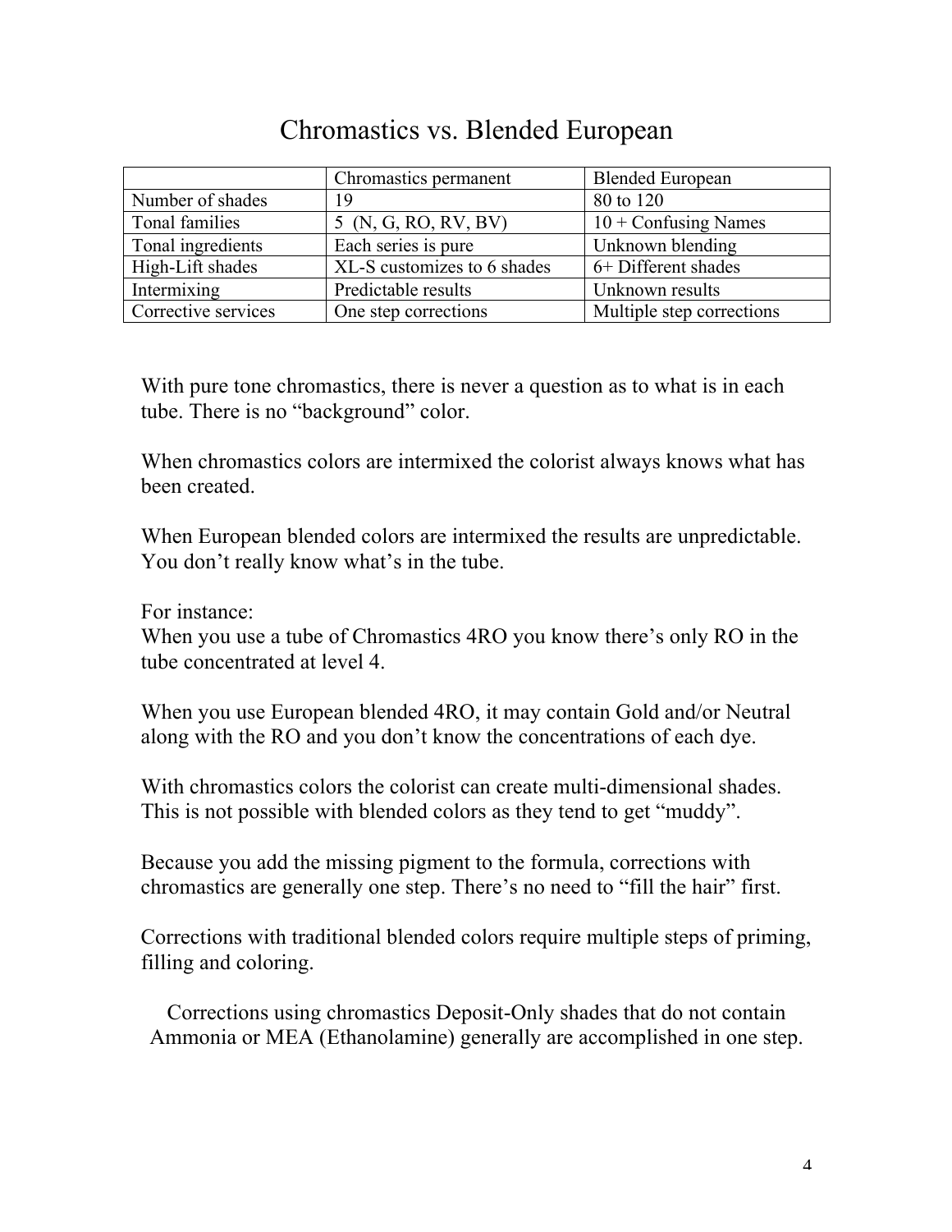# Chromastics vs. Blended European

| | Chromastics permanent | Blended European |
|---|---|---|
| Number of shades | 19 | 80 to 120 |
| Tonal families | 5 (N, G, RO, RV, BV) | 10 + Confusing Names |
| Tonal ingredients | Each series is pure | Unknown blending |
| High-Lift shades | XL-S customizes to 6 shades | 6+ Different shades |
| Intermixing | Predictable results | Unknown results |
| Corrective services | One step corrections | Multiple step corrections |

With pure tone chromastics, there is never a question as to what is in each tube. There is no "background" color.

When chromastics colors are intermixed the colorist always knows what has been created.

When European blended colors are intermixed the results are unpredictable. You don't really know what's in the tube.

For instance:
When you use a tube of Chromastics 4RO you know there's only RO in the tube concentrated at level 4.

When you use European blended 4RO, it may contain Gold and/or Neutral along with the RO and you don't know the concentrations of each dye.

With chromastics colors the colorist can create multi-dimensional shades. This is not possible with blended colors as they tend to get "muddy".

Because you add the missing pigment to the formula, corrections with chromastics are generally one step. There's no need to "fill the hair" first.

Corrections with traditional blended colors require multiple steps of priming, filling and coloring.

Corrections using chromastics Deposit-Only shades that do not contain Ammonia or MEA (Ethanolamine) generally are accomplished in one step.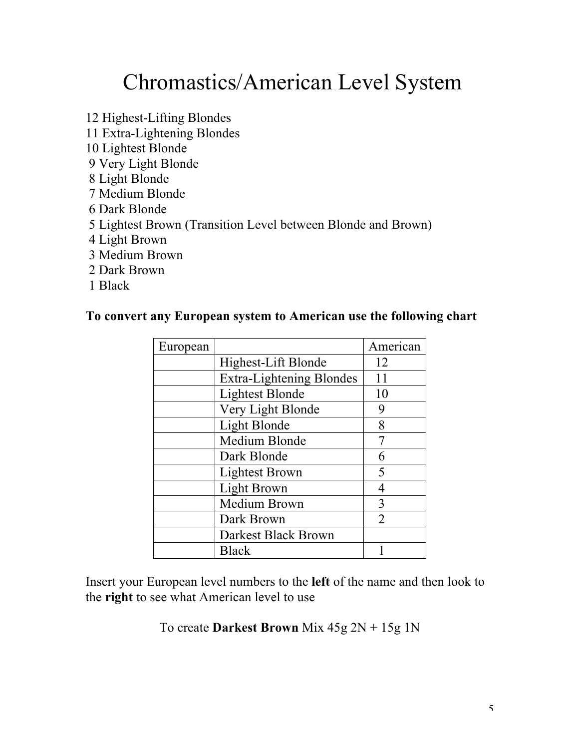# Chromastics/American Level System

12 Highest-Lifting Blondes
11 Extra-Lightening Blondes
10 Lightest Blonde
9 Very Light Blonde
8 Light Blonde
7 Medium Blonde
6 Dark Blonde
5 Lightest Brown (Transition Level between Blonde and Brown)
4 Light Brown
3 Medium Brown
2 Dark Brown
1 Black

**To convert any European system to American use the following chart**

| European | | American |
|---|---|---|
| | Highest-Lift Blonde | 12 |
| | Extra-Lightening Blondes | 11 |
| | Lightest Blonde | 10 |
| | Very Light Blonde | 9 |
| | Light Blonde | 8 |
| | Medium Blonde | 7 |
| | Dark Blonde | 6 |
| | Lightest Brown | 5 |
| | Light Brown | 4 |
| | Medium Brown | 3 |
| | Dark Brown | 2 |
| | Darkest Black Brown | |
| | Black | 1 |

Insert your European level numbers to the **left** of the name and then look to the **right** to see what American level to use

To create **Darkest Brown** Mix 45g 2N + 15g 1N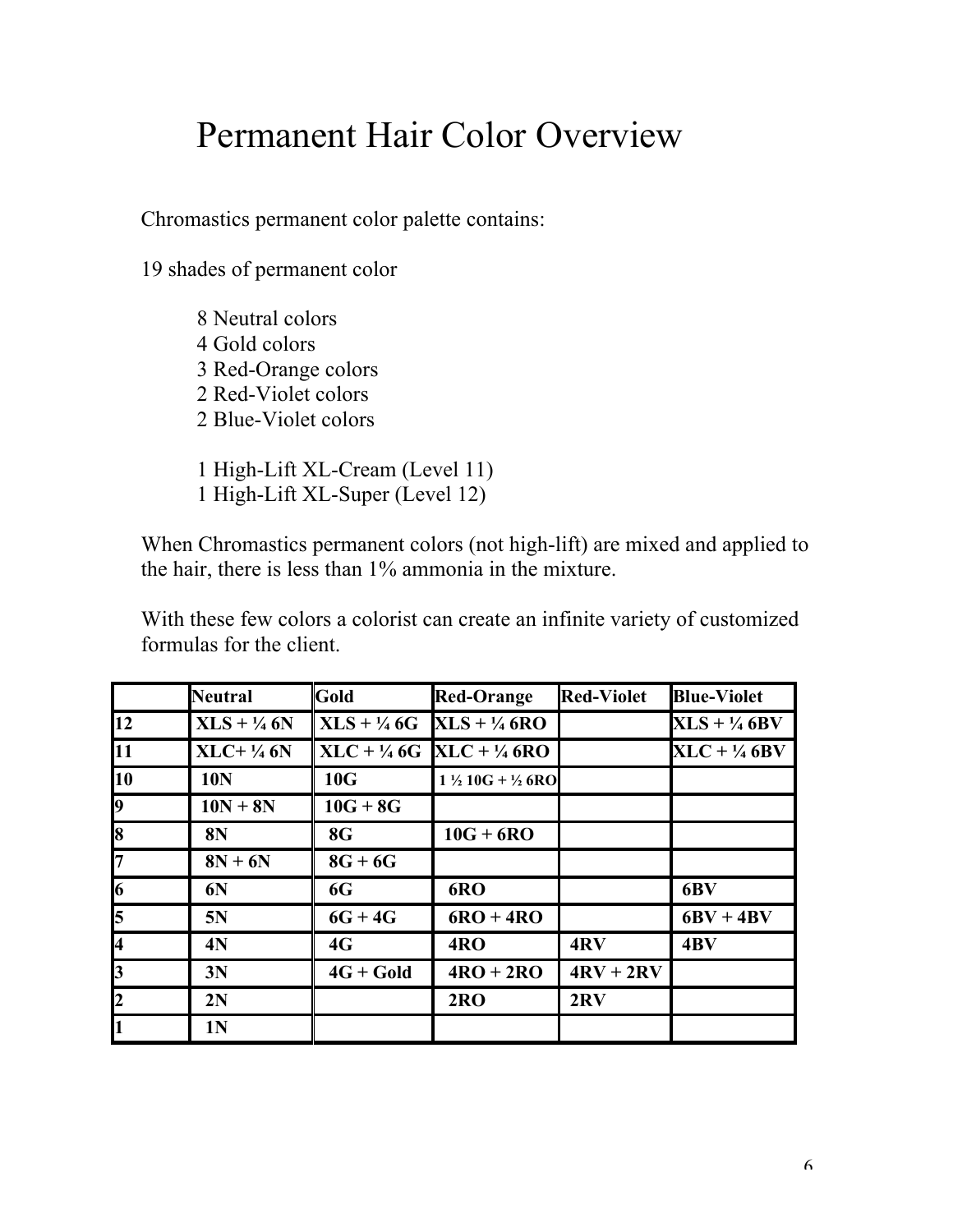# Permanent Hair Color Overview

Chromastics permanent color palette contains:

19 shades of permanent color

- 8 Neutral colors
- 4 Gold colors
- 3 Red-Orange colors
- 2 Red-Violet colors
- 2 Blue-Violet colors

- 1 High-Lift XL-Cream (Level 11)
- 1 High-Lift XL-Super (Level 12)

When Chromastics permanent colors (not high-lift) are mixed and applied to the hair, there is less than 1% ammonia in the mixture.

With these few colors a colorist can create an infinite variety of customized formulas for the client.

| | **Neutral** | **Gold** | **Red-Orange** | **Red-Violet** | **Blue-Violet** |
|---|---|---|---|---|---|
| **12** | **XLS + ¼ 6N** | **XLS + ¼ 6G** | **XLS + ¼ 6RO** | | **XLS + ¼ 6BV** |
| **11** | **XLC+ ¼ 6N** | **XLC + ¼ 6G** | **XLC + ¼ 6RO** | | **XLC + ¼ 6BV** |
| **10** | **10N** | **10G** | **1 ½ 10G + ½ 6RO** | | |
| **9** | **10N + 8N** | **10G + 8G** | | | |
| **8** | **8N** | **8G** | **10G + 6RO** | | |
| **7** | **8N + 6N** | **8G + 6G** | | | |
| **6** | **6N** | **6G** | **6RO** | | **6BV** |
| **5** | **5N** | **6G + 4G** | **6RO + 4RO** | | **6BV + 4BV** |
| **4** | **4N** | **4G** | **4RO** | **4RV** | **4BV** |
| **3** | **3N** | **4G + Gold** | **4RO + 2RO** | **4RV + 2RV** | |
| **2** | **2N** | | **2RO** | **2RV** | |
| **1** | **1N** | | | | |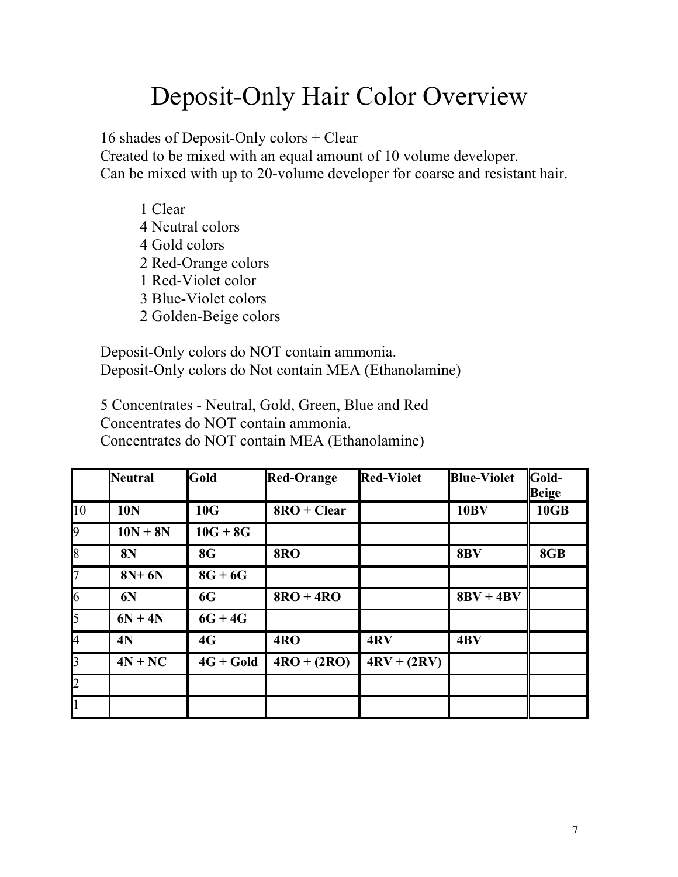# Deposit-Only Hair Color Overview

16 shades of Deposit-Only colors + Clear
Created to be mixed with an equal amount of 10 volume developer.
Can be mixed with up to 20-volume developer for coarse and resistant hair.

- 1 Clear
- 4 Neutral colors
- 4 Gold colors
- 2 Red-Orange colors
- 1 Red-Violet color
- 3 Blue-Violet colors
- 2 Golden-Beige colors

Deposit-Only colors do NOT contain ammonia.
Deposit-Only colors do Not contain MEA (Ethanolamine)

5 Concentrates - Neutral, Gold, Green, Blue and Red
Concentrates do NOT contain ammonia.
Concentrates do NOT contain MEA (Ethanolamine)

| | **Neutral** | **Gold** | **Red-Orange** | **Red-Violet** | **Blue-Violet** | **Gold-Beige** |
|---|---|---|---|---|---|---|
| 10 | **10N** | **10G** | **8RO + Clear** | | **10BV** | **10GB** |
| 9 | **10N + 8N** | **10G + 8G** | | | | |
| 8 | **8N** | **8G** | **8RO** | | **8BV** | **8GB** |
| 7 | **8N+ 6N** | **8G + 6G** | | | | |
| 6 | **6N** | **6G** | **8RO + 4RO** | | **8BV + 4BV** | |
| 5 | **6N + 4N** | **6G + 4G** | | | | |
| 4 | **4N** | **4G** | **4RO** | **4RV** | **4BV** | |
| 3 | **4N + NC** | **4G + Gold** | **4RO + (2RO)** | **4RV + (2RV)** | | |
| 2 | | | | | | |
| 1 | | | | | | |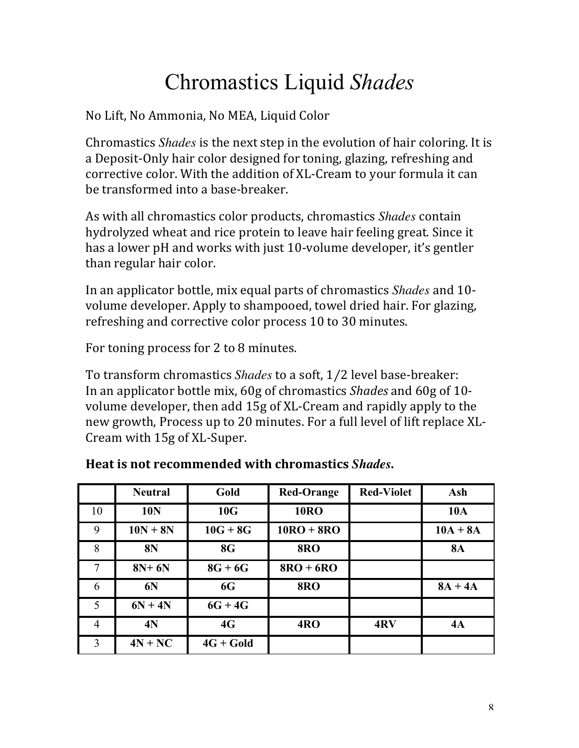# Chromastics Liquid *Shades*

No Lift, No Ammonia, No MEA, Liquid Color

Chromastics *Shades* is the next step in the evolution of hair coloring. It is a Deposit-Only hair color designed for toning, glazing, refreshing and corrective color. With the addition of XL-Cream to your formula it can be transformed into a base-breaker.

As with all chromastics color products, chromastics *Shades* contain hydrolyzed wheat and rice protein to leave hair feeling great. Since it has a lower pH and works with just 10-volume developer, it's gentler than regular hair color.

In an applicator bottle, mix equal parts of chromastics *Shades* and 10-volume developer. Apply to shampooed, towel dried hair. For glazing, refreshing and corrective color process 10 to 30 minutes.

For toning process for 2 to 8 minutes.

To transform chromastics *Shades* to a soft, 1/2 level base-breaker:
In an applicator bottle mix, 60g of chromastics *Shades* and 60g of 10-volume developer, then add 15g of XL-Cream and rapidly apply to the new growth, Process up to 20 minutes. For a full level of lift replace XL-Cream with 15g of XL-Super.

**Heat is not recommended with chromastics *Shades*.**

| | Neutral | Gold | Red-Orange | Red-Violet | Ash |
|---|---|---|---|---|---|
| 10 | **10N** | **10G** | **10RO** | | **10A** |
| 9 | **10N + 8N** | **10G + 8G** | **10RO + 8RO** | | **10A + 8A** |
| 8 | **8N** | **8G** | **8RO** | | **8A** |
| 7 | **8N+ 6N** | **8G + 6G** | **8RO + 6RO** | | |
| 6 | **6N** | **6G** | **8RO** | | **8A + 4A** |
| 5 | **6N + 4N** | **6G + 4G** | | | |
| 4 | **4N** | **4G** | **4RO** | **4RV** | **4A** |
| 3 | **4N + NC** | **4G + Gold** | | | |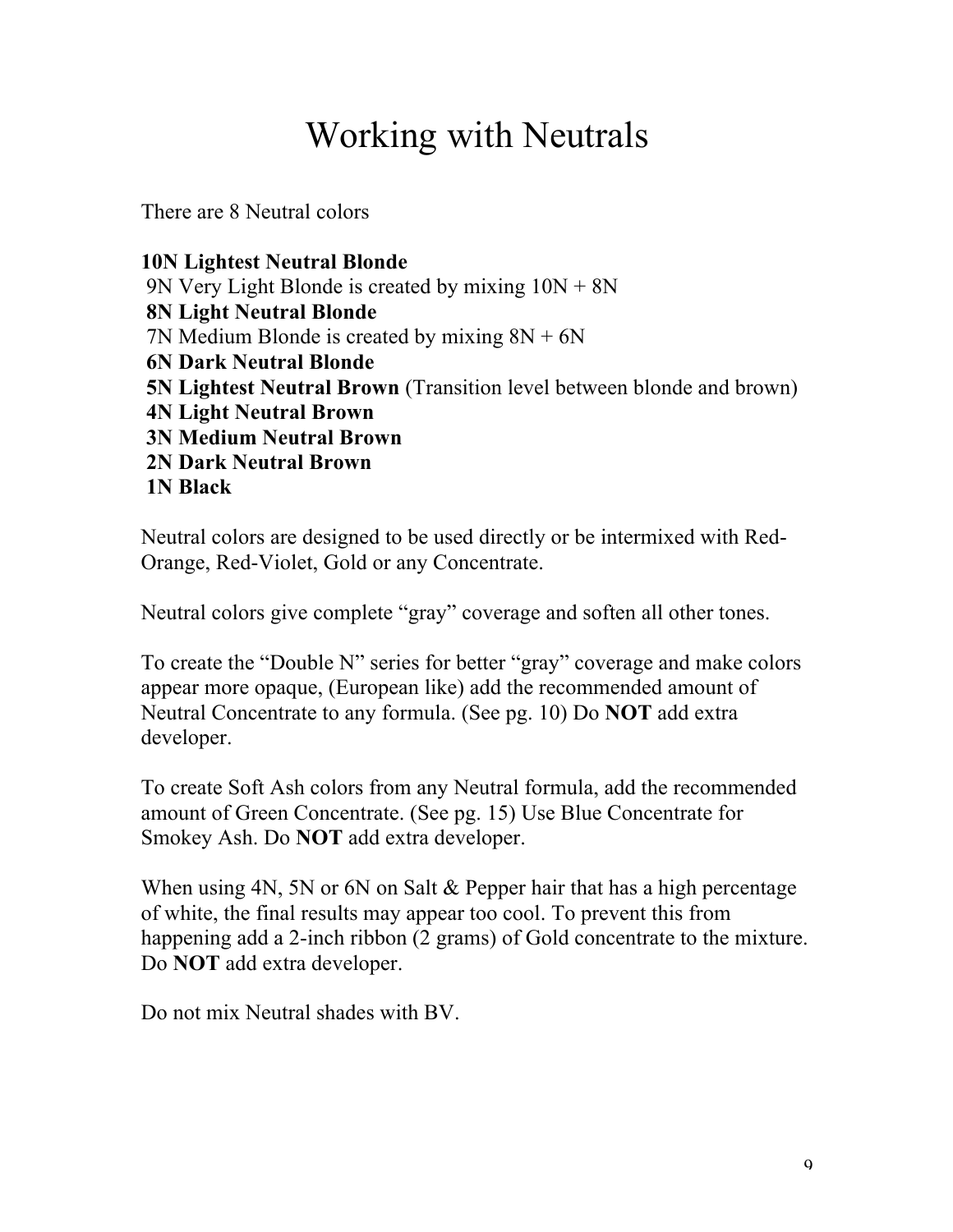# Working with Neutrals

There are 8 Neutral colors

**10N Lightest Neutral Blonde**
9N Very Light Blonde is created by mixing 10N + 8N
**8N Light Neutral Blonde**
7N Medium Blonde is created by mixing 8N + 6N
**6N Dark Neutral Blonde**
**5N Lightest Neutral Brown** (Transition level between blonde and brown)
**4N Light Neutral Brown**
**3N Medium Neutral Brown**
**2N Dark Neutral Brown**
**1N Black**

Neutral colors are designed to be used directly or be intermixed with Red-Orange, Red-Violet, Gold or any Concentrate.

Neutral colors give complete "gray" coverage and soften all other tones.

To create the "Double N" series for better "gray" coverage and make colors appear more opaque, (European like) add the recommended amount of Neutral Concentrate to any formula. (See pg. 10) Do **NOT** add extra developer.

To create Soft Ash colors from any Neutral formula, add the recommended amount of Green Concentrate. (See pg. 15) Use Blue Concentrate for Smokey Ash. Do **NOT** add extra developer.

When using 4N, 5N or 6N on Salt & Pepper hair that has a high percentage of white, the final results may appear too cool. To prevent this from happening add a 2-inch ribbon (2 grams) of Gold concentrate to the mixture. Do **NOT** add extra developer.

Do not mix Neutral shades with BV.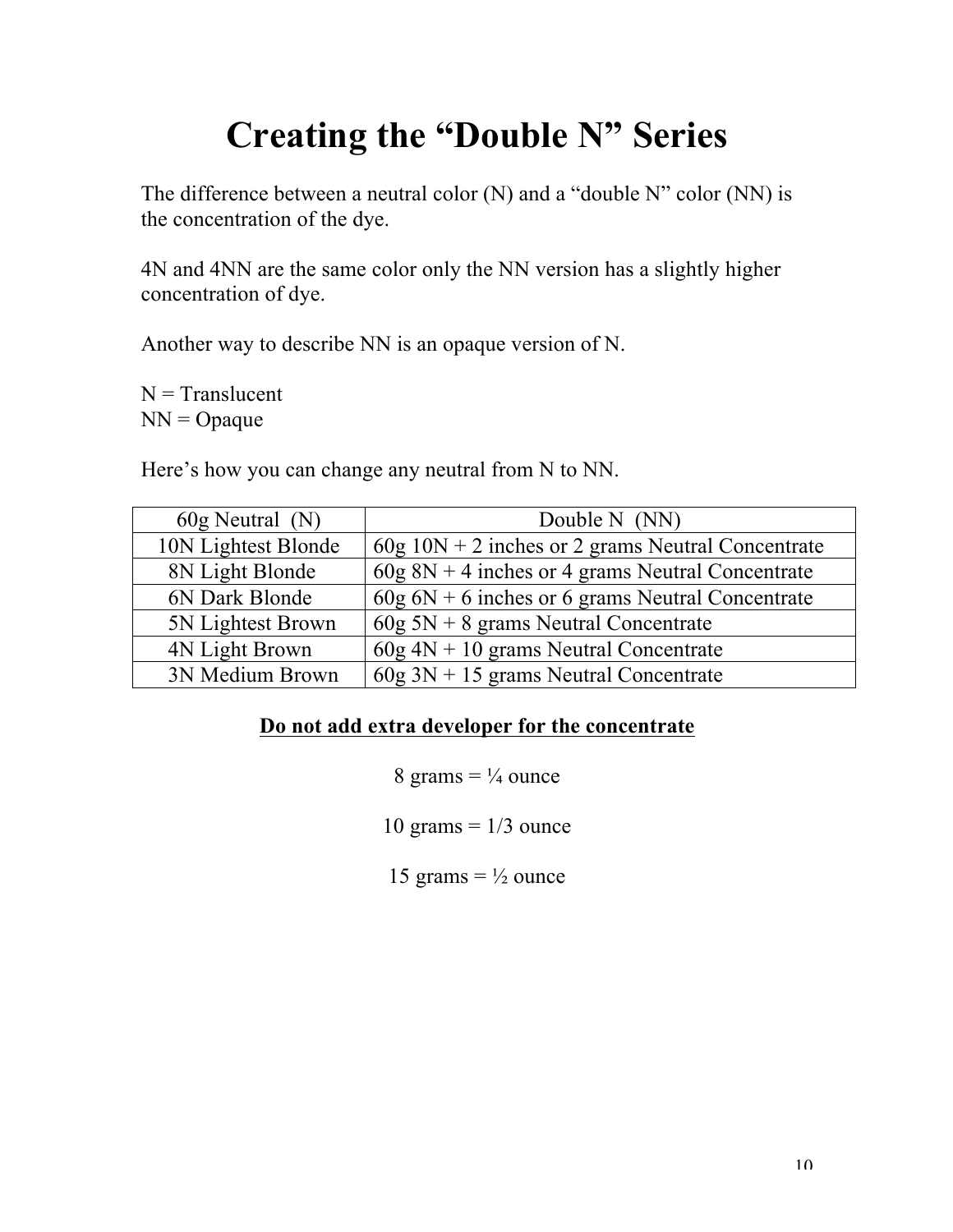# Creating the "Double N" Series

The difference between a neutral color (N) and a "double N" color (NN) is the concentration of the dye.

4N and 4NN are the same color only the NN version has a slightly higher concentration of dye.

Another way to describe NN is an opaque version of N.

N = Translucent
NN = Opaque

Here's how you can change any neutral from N to NN.

| 60g Neutral (N) | Double N (NN) |
|---|---|
| 10N Lightest Blonde | 60g 10N + 2 inches or 2 grams Neutral Concentrate |
| 8N Light Blonde | 60g 8N + 4 inches or 4 grams Neutral Concentrate |
| 6N Dark Blonde | 60g 6N + 6 inches or 6 grams Neutral Concentrate |
| 5N Lightest Brown | 60g 5N + 8 grams Neutral Concentrate |
| 4N Light Brown | 60g 4N + 10 grams Neutral Concentrate |
| 3N Medium Brown | 60g 3N + 15 grams Neutral Concentrate |

**Do not add extra developer for the concentrate**

8 grams = ¼ ounce

10 grams = 1/3 ounce

15 grams = ½ ounce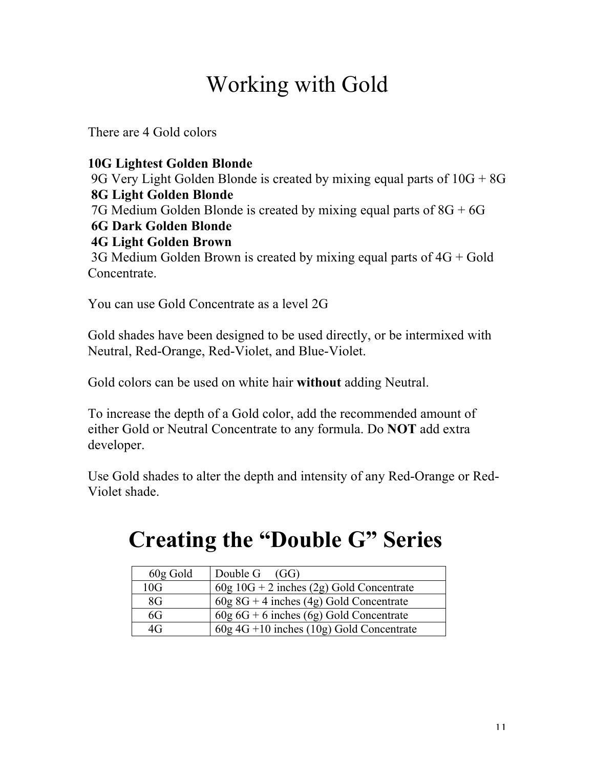# Working with Gold

There are 4 Gold colors

**10G Lightest Golden Blonde**
9G Very Light Golden Blonde is created by mixing equal parts of 10G + 8G
**8G Light Golden Blonde**
7G Medium Golden Blonde is created by mixing equal parts of 8G + 6G
**6G Dark Golden Blonde**
**4G Light Golden Brown**
3G Medium Golden Brown is created by mixing equal parts of 4G + Gold Concentrate.

You can use Gold Concentrate as a level 2G

Gold shades have been designed to be used directly, or be intermixed with Neutral, Red-Orange, Red-Violet, and Blue-Violet.

Gold colors can be used on white hair **without** adding Neutral.

To increase the depth of a Gold color, add the recommended amount of either Gold or Neutral Concentrate to any formula. Do **NOT** add extra developer.

Use Gold shades to alter the depth and intensity of any Red-Orange or Red-Violet shade.

# Creating the "Double G" Series

| 60g Gold | Double G (GG) |
|---|---|
| 10G | 60g 10G + 2 inches (2g) Gold Concentrate |
| 8G | 60g 8G + 4 inches (4g) Gold Concentrate |
| 6G | 60g 6G + 6 inches (6g) Gold Concentrate |
| 4G | 60g 4G +10 inches (10g) Gold Concentrate |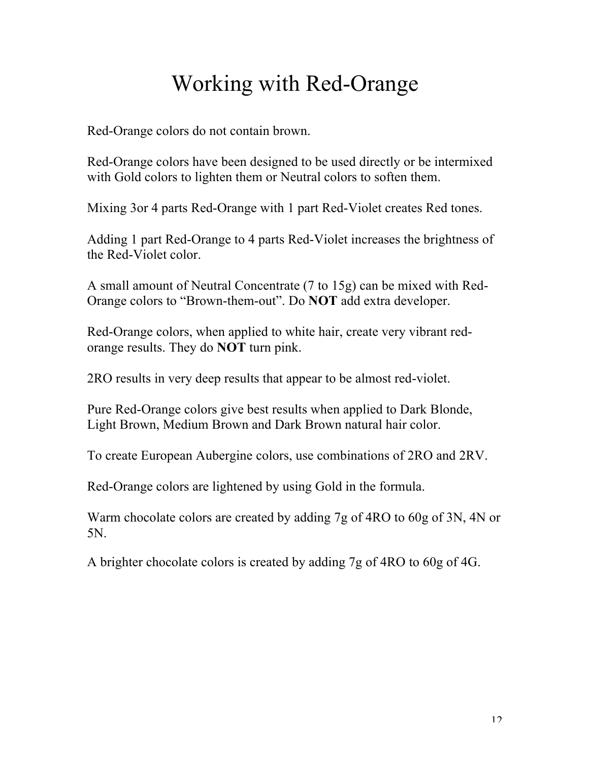# Working with Red-Orange

Red-Orange colors do not contain brown.

Red-Orange colors have been designed to be used directly or be intermixed with Gold colors to lighten them or Neutral colors to soften them.

Mixing 3or 4 parts Red-Orange with 1 part Red-Violet creates Red tones.

Adding 1 part Red-Orange to 4 parts Red-Violet increases the brightness of the Red-Violet color.

A small amount of Neutral Concentrate (7 to 15g) can be mixed with Red-Orange colors to "Brown-them-out". Do **NOT** add extra developer.

Red-Orange colors, when applied to white hair, create very vibrant red-orange results. They do **NOT** turn pink.

2RO results in very deep results that appear to be almost red-violet.

Pure Red-Orange colors give best results when applied to Dark Blonde, Light Brown, Medium Brown and Dark Brown natural hair color.

To create European Aubergine colors, use combinations of 2RO and 2RV.

Red-Orange colors are lightened by using Gold in the formula.

Warm chocolate colors are created by adding 7g of 4RO to 60g of 3N, 4N or 5N.

A brighter chocolate colors is created by adding 7g of 4RO to 60g of 4G.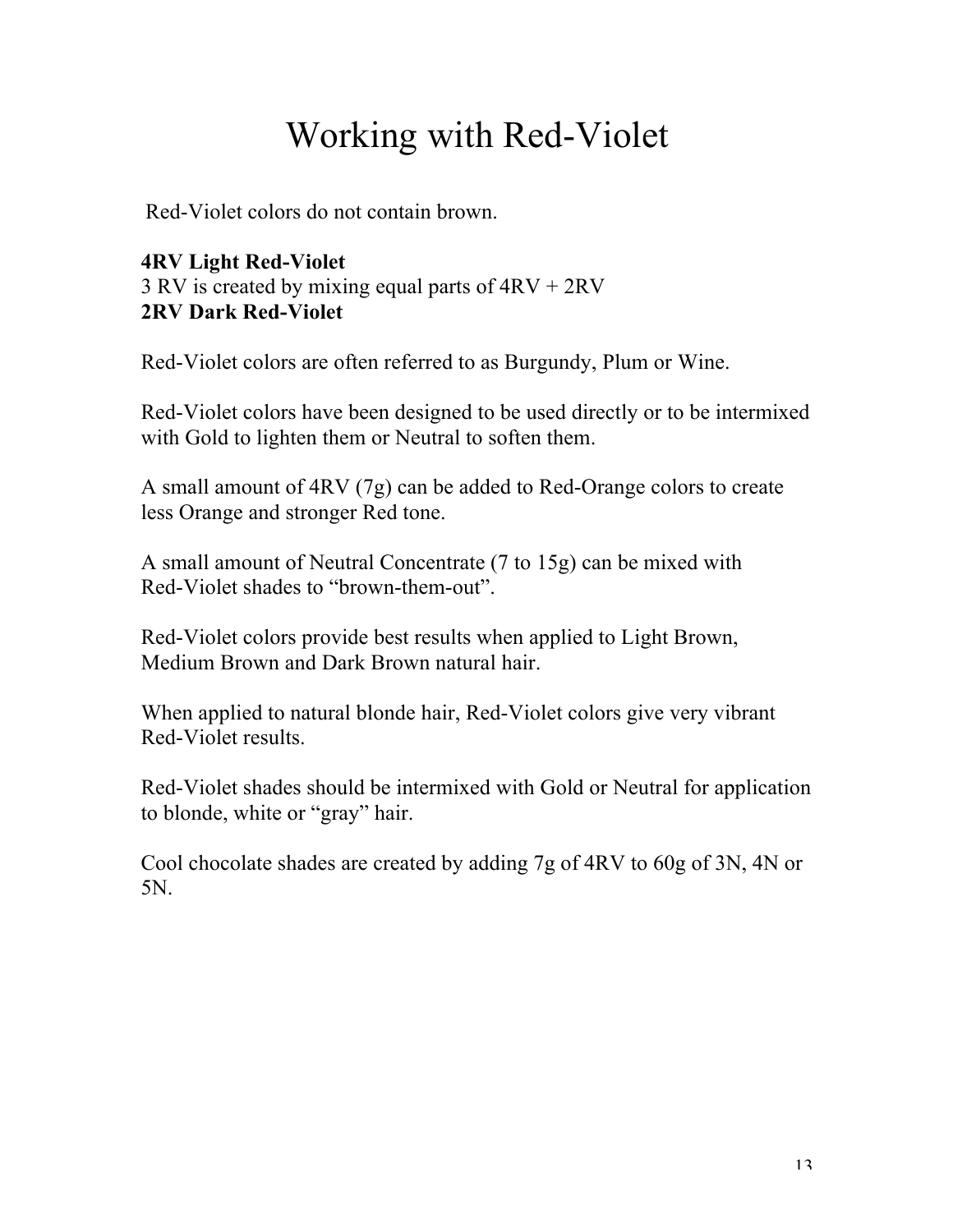# Working with Red-Violet

Red-Violet colors do not contain brown.

**4RV Light Red-Violet**
3 RV is created by mixing equal parts of 4RV + 2RV
**2RV Dark Red-Violet**

Red-Violet colors are often referred to as Burgundy, Plum or Wine.

Red-Violet colors have been designed to be used directly or to be intermixed with Gold to lighten them or Neutral to soften them.

A small amount of 4RV (7g) can be added to Red-Orange colors to create less Orange and stronger Red tone.

A small amount of Neutral Concentrate (7 to 15g) can be mixed with Red-Violet shades to “brown-them-out”.

Red-Violet colors provide best results when applied to Light Brown, Medium Brown and Dark Brown natural hair.

When applied to natural blonde hair, Red-Violet colors give very vibrant Red-Violet results.

Red-Violet shades should be intermixed with Gold or Neutral for application to blonde, white or “gray” hair.

Cool chocolate shades are created by adding 7g of 4RV to 60g of 3N, 4N or 5N.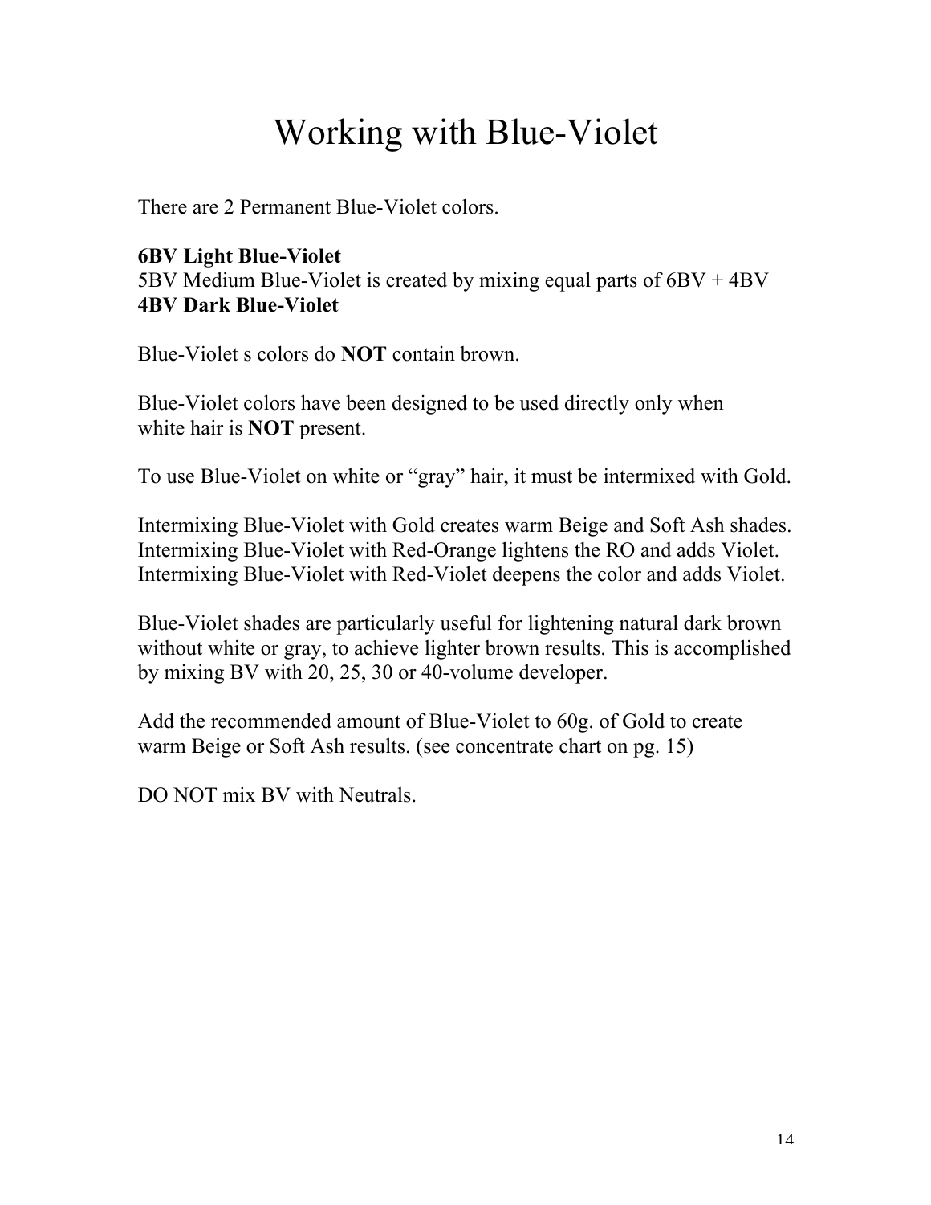# Working with Blue-Violet

There are 2 Permanent Blue-Violet colors.

**6BV Light Blue-Violet**
5BV Medium Blue-Violet is created by mixing equal parts of 6BV + 4BV
**4BV Dark Blue-Violet**

Blue-Violet s colors do **NOT** contain brown.

Blue-Violet colors have been designed to be used directly only when white hair is **NOT** present.

To use Blue-Violet on white or "gray" hair, it must be intermixed with Gold.

Intermixing Blue-Violet with Gold creates warm Beige and Soft Ash shades.
Intermixing Blue-Violet with Red-Orange lightens the RO and adds Violet.
Intermixing Blue-Violet with Red-Violet deepens the color and adds Violet.

Blue-Violet shades are particularly useful for lightening natural dark brown without white or gray, to achieve lighter brown results. This is accomplished by mixing BV with 20, 25, 30 or 40-volume developer.

Add the recommended amount of Blue-Violet to 60g. of Gold to create warm Beige or Soft Ash results. (see concentrate chart on pg. 15)

DO NOT mix BV with Neutrals.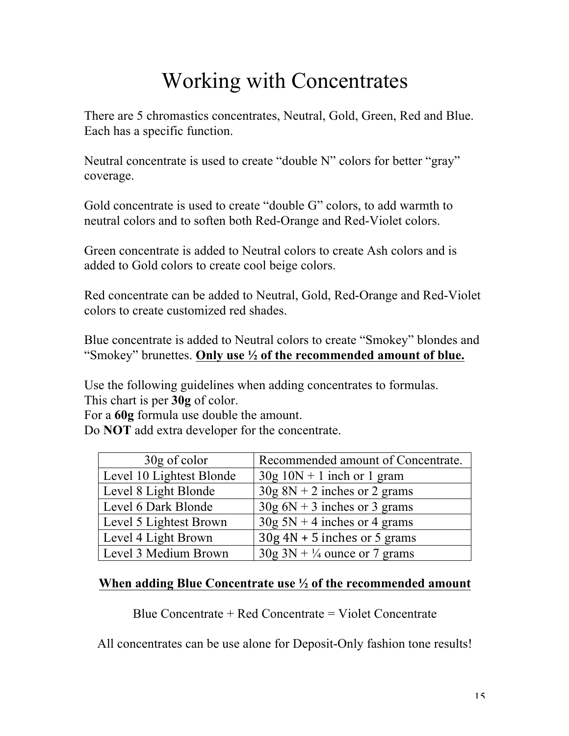# Working with Concentrates

There are 5 chromastics concentrates, Neutral, Gold, Green, Red and Blue. Each has a specific function.

Neutral concentrate is used to create "double N" colors for better "gray" coverage.

Gold concentrate is used to create "double G" colors, to add warmth to neutral colors and to soften both Red-Orange and Red-Violet colors.

Green concentrate is added to Neutral colors to create Ash colors and is added to Gold colors to create cool beige colors.

Red concentrate can be added to Neutral, Gold, Red-Orange and Red-Violet colors to create customized red shades.

Blue concentrate is added to Neutral colors to create "Smokey" blondes and "Smokey" brunettes. **<u>Only use ½ of the recommended amount of blue.</u>**

Use the following guidelines when adding concentrates to formulas.
This chart is per **30g** of color.
For a **60g** formula use double the amount.
Do **NOT** add extra developer for the concentrate.

| 30g of color | Recommended amount of Concentrate. |
|---|---|
| Level 10 Lightest Blonde | 30g 10N + 1 inch or 1 gram |
| Level 8 Light Blonde | 30g 8N + 2 inches or 2 grams |
| Level 6 Dark Blonde | 30g 6N + 3 inches or 3 grams |
| Level 5 Lightest Brown | 30g 5N + 4 inches or 4 grams |
| Level 4 Light Brown | 30g 4N + 5 inches or 5 grams |
| Level 3 Medium Brown | 30g 3N + ¼ ounce or 7 grams |

**<u>When adding Blue Concentrate use ½ of the recommended amount</u>**

Blue Concentrate + Red Concentrate = Violet Concentrate

All concentrates can be use alone for Deposit-Only fashion tone results!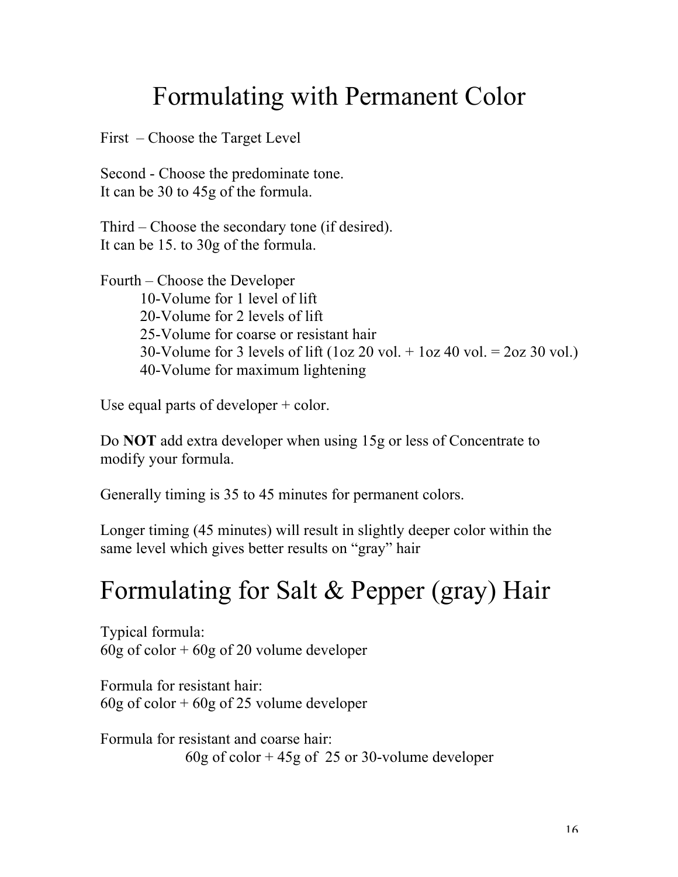# Formulating with Permanent Color

First – Choose the Target Level

Second - Choose the predominate tone.
It can be 30 to 45g of the formula.

Third – Choose the secondary tone (if desired).
It can be 15. to 30g of the formula.

Fourth – Choose the Developer
- 10-Volume for 1 level of lift
- 20-Volume for 2 levels of lift
- 25-Volume for coarse or resistant hair
- 30-Volume for 3 levels of lift (1oz 20 vol. + 1oz 40 vol. = 2oz 30 vol.)
- 40-Volume for maximum lightening

Use equal parts of developer + color.

Do **NOT** add extra developer when using 15g or less of Concentrate to modify your formula.

Generally timing is 35 to 45 minutes for permanent colors.

Longer timing (45 minutes) will result in slightly deeper color within the same level which gives better results on “gray” hair

# Formulating for Salt & Pepper (gray) Hair

Typical formula:
60g of color + 60g of 20 volume developer

Formula for resistant hair:
60g of color + 60g of 25 volume developer

Formula for resistant and coarse hair:
60g of color + 45g of 25 or 30-volume developer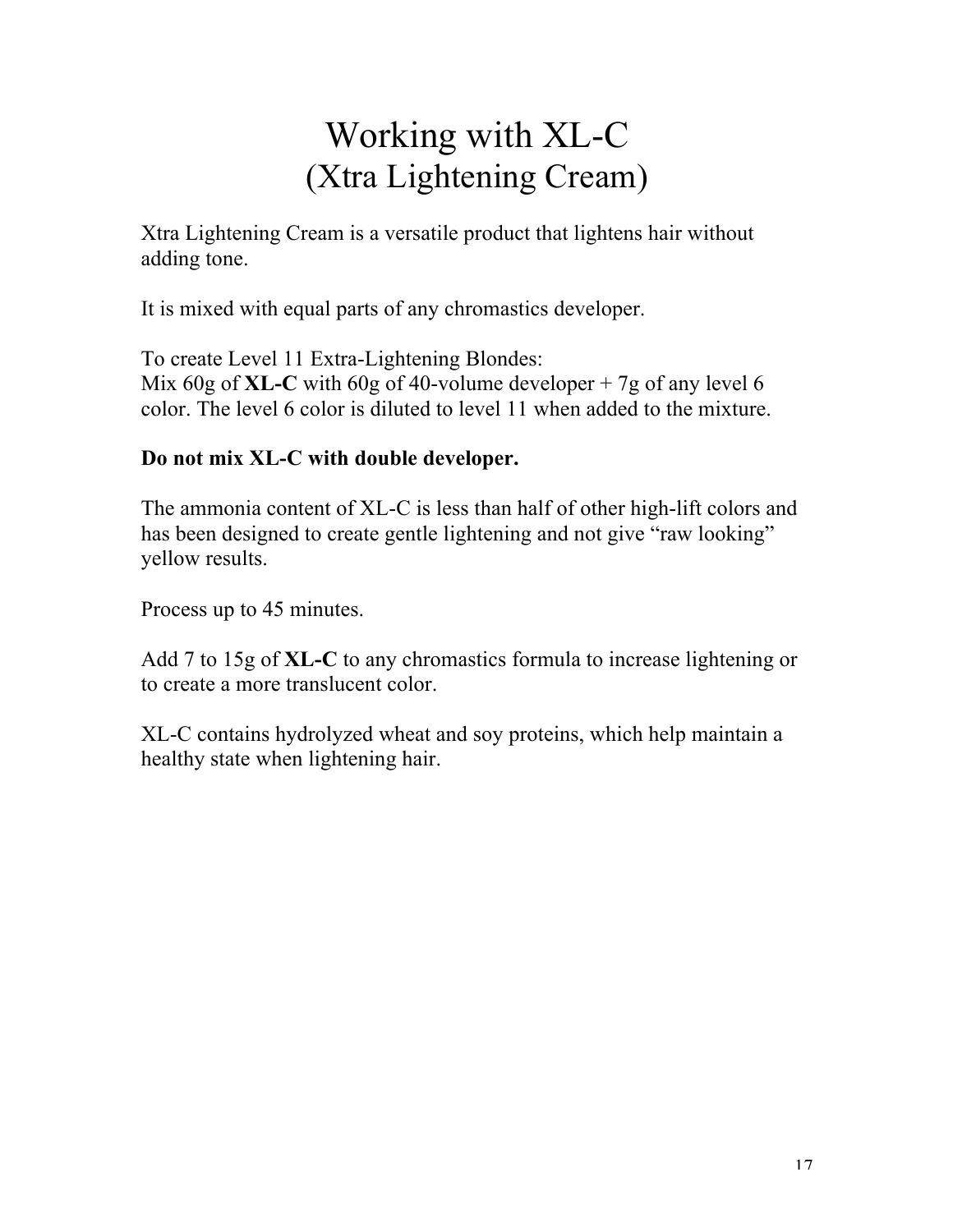# Working with XL-C
## (Xtra Lightening Cream)

Xtra Lightening Cream is a versatile product that lightens hair without adding tone.

It is mixed with equal parts of any chromastics developer.

To create Level 11 Extra-Lightening Blondes:
Mix 60g of **XL-C** with 60g of 40-volume developer + 7g of any level 6 color. The level 6 color is diluted to level 11 when added to the mixture.

**Do not mix XL-C with double developer.**

The ammonia content of XL-C is less than half of other high-lift colors and has been designed to create gentle lightening and not give “raw looking” yellow results.

Process up to 45 minutes.

Add 7 to 15g of **XL-C** to any chromastics formula to increase lightening or to create a more translucent color.

XL-C contains hydrolyzed wheat and soy proteins, which help maintain a healthy state when lightening hair.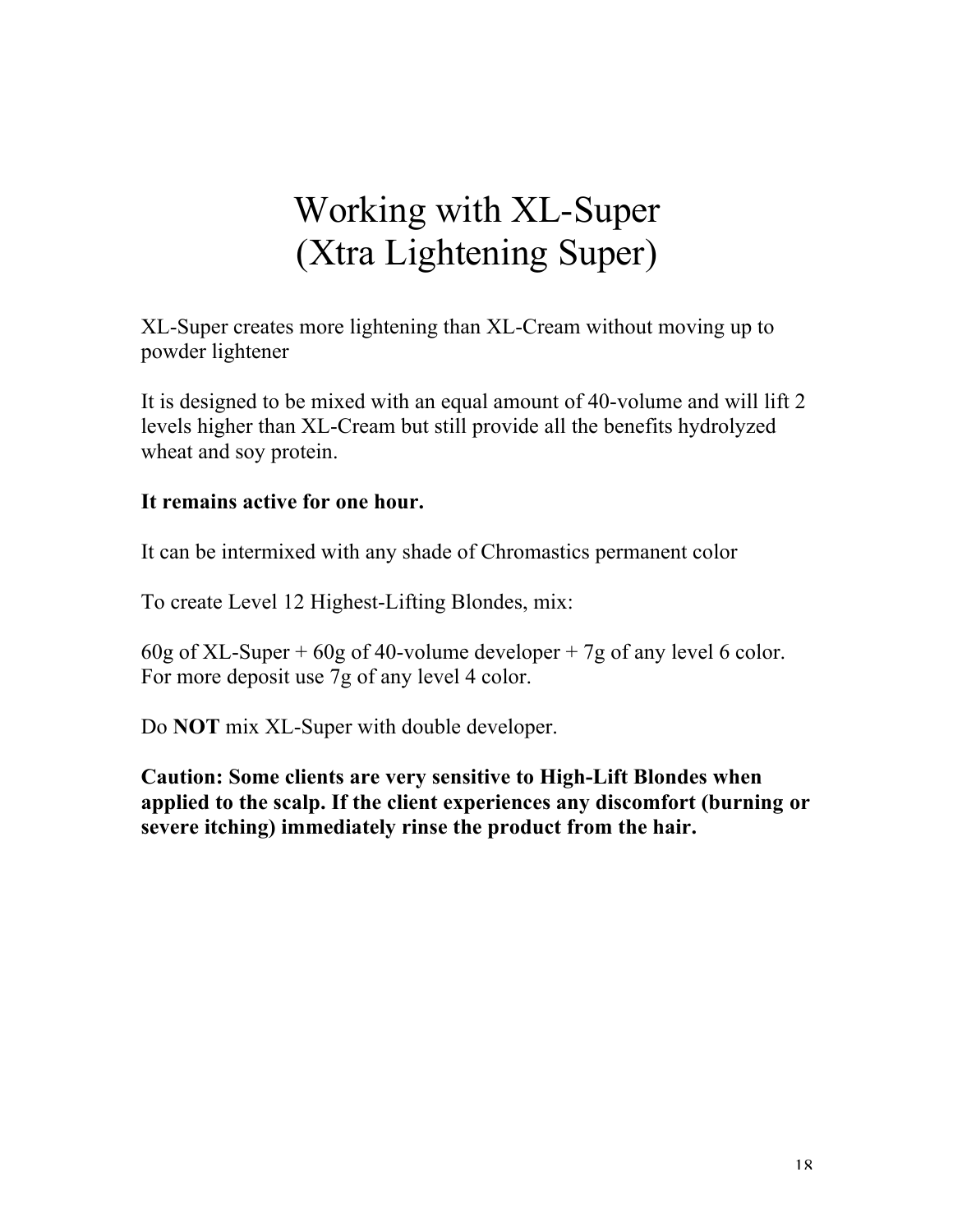# Working with XL-Super
# (Xtra Lightening Super)

XL-Super creates more lightening than XL-Cream without moving up to powder lightener

It is designed to be mixed with an equal amount of 40-volume and will lift 2 levels higher than XL-Cream but still provide all the benefits hydrolyzed wheat and soy protein.

**It remains active for one hour.**

It can be intermixed with any shade of Chromastics permanent color

To create Level 12 Highest-Lifting Blondes, mix:

60g of XL-Super + 60g of 40-volume developer + 7g of any level 6 color.
For more deposit use 7g of any level 4 color.

Do **NOT** mix XL-Super with double developer.

**Caution: Some clients are very sensitive to High-Lift Blondes when applied to the scalp. If the client experiences any discomfort (burning or severe itching) immediately rinse the product from the hair.**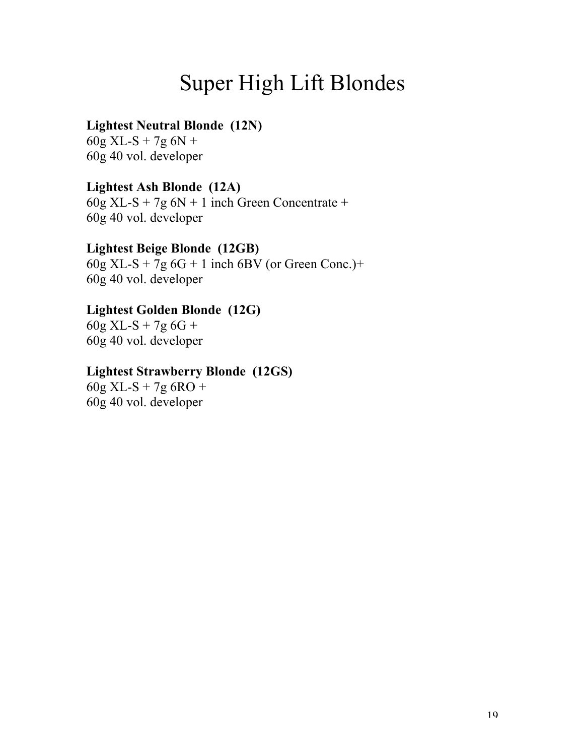# Super High Lift Blondes

**Lightest Neutral Blonde (12N)**
60g XL-S + 7g 6N +
60g 40 vol. developer

**Lightest Ash Blonde (12A)**
60g XL-S + 7g 6N + 1 inch Green Concentrate +
60g 40 vol. developer

**Lightest Beige Blonde (12GB)**
60g XL-S + 7g 6G + 1 inch 6BV (or Green Conc.)+
60g 40 vol. developer

**Lightest Golden Blonde (12G)**
60g XL-S + 7g 6G +
60g 40 vol. developer

**Lightest Strawberry Blonde (12GS)**
60g XL-S + 7g 6RO +
60g 40 vol. developer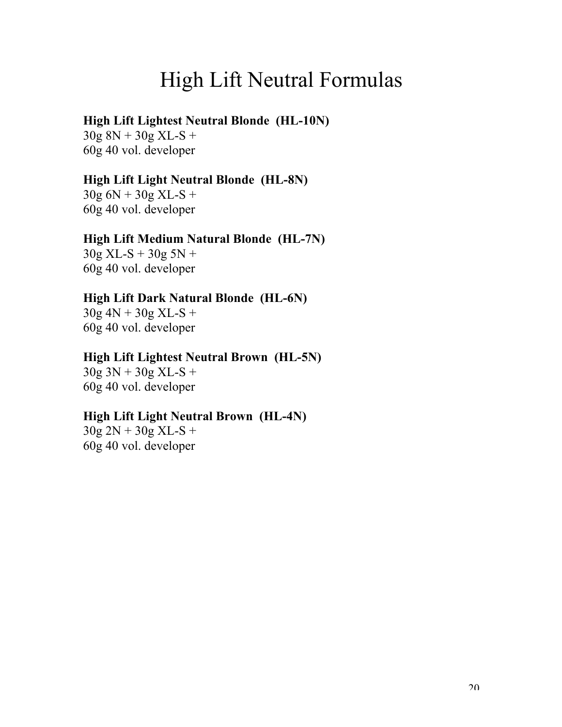# High Lift Neutral Formulas

**High Lift Lightest Neutral Blonde (HL-10N)**
30g 8N + 30g XL-S +
60g 40 vol. developer

**High Lift Light Neutral Blonde (HL-8N)**
30g 6N + 30g XL-S +
60g 40 vol. developer

**High Lift Medium Natural Blonde (HL-7N)**
30g XL-S + 30g 5N +
60g 40 vol. developer

**High Lift Dark Natural Blonde (HL-6N)**
30g 4N + 30g XL-S +
60g 40 vol. developer

**High Lift Lightest Neutral Brown (HL-5N)**
30g 3N + 30g XL-S +
60g 40 vol. developer

**High Lift Light Neutral Brown (HL-4N)**
30g 2N + 30g XL-S +
60g 40 vol. developer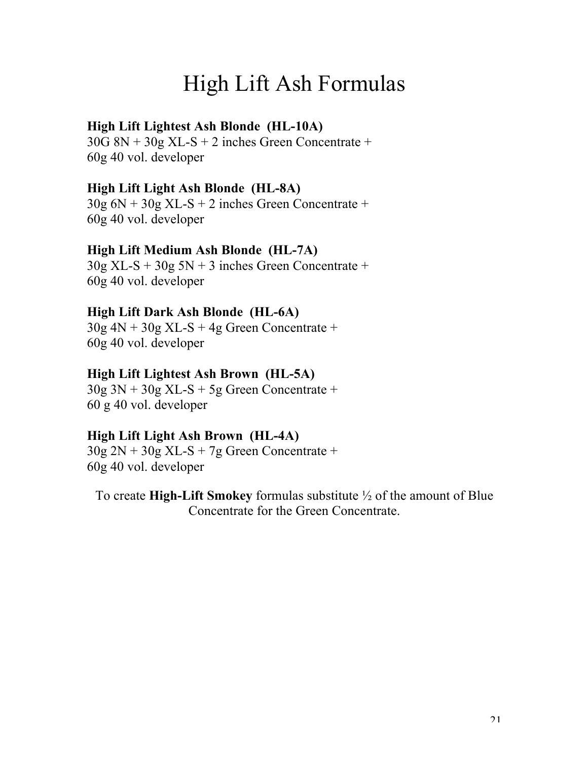# High Lift Ash Formulas

**High Lift Lightest Ash Blonde (HL-10A)**
30G 8N + 30g XL-S + 2 inches Green Concentrate +
60g 40 vol. developer

**High Lift Light Ash Blonde (HL-8A)**
30g 6N + 30g XL-S + 2 inches Green Concentrate +
60g 40 vol. developer

**High Lift Medium Ash Blonde (HL-7A)**
30g XL-S + 30g 5N + 3 inches Green Concentrate +
60g 40 vol. developer

**High Lift Dark Ash Blonde (HL-6A)**
30g 4N + 30g XL-S + 4g Green Concentrate +
60g 40 vol. developer

**High Lift Lightest Ash Brown (HL-5A)**
30g 3N + 30g XL-S + 5g Green Concentrate +
60 g 40 vol. developer

**High Lift Light Ash Brown (HL-4A)**
30g 2N + 30g XL-S + 7g Green Concentrate +
60g 40 vol. developer

To create **High-Lift Smokey** formulas substitute ½ of the amount of Blue Concentrate for the Green Concentrate.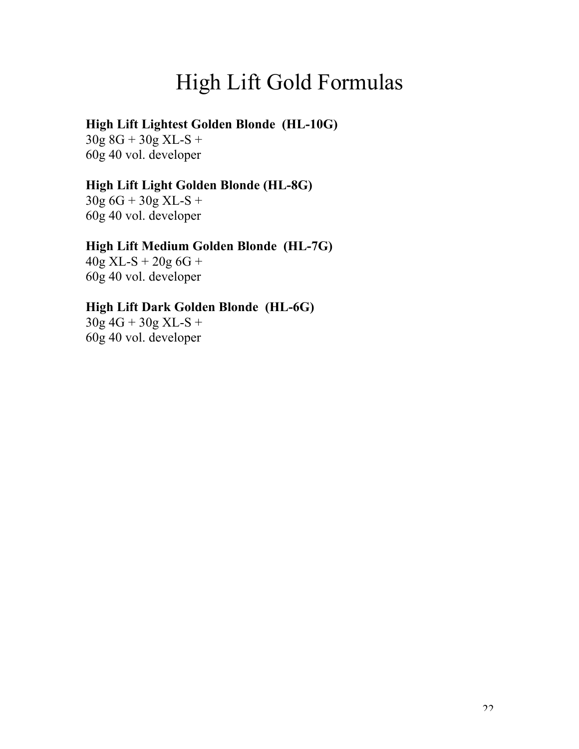# High Lift Gold Formulas

**High Lift Lightest Golden Blonde (HL-10G)**
30g 8G + 30g XL-S +
60g 40 vol. developer

**High Lift Light Golden Blonde (HL-8G)**
30g 6G + 30g XL-S +
60g 40 vol. developer

**High Lift Medium Golden Blonde (HL-7G)**
40g XL-S + 20g 6G +
60g 40 vol. developer

**High Lift Dark Golden Blonde (HL-6G)**
30g 4G + 30g XL-S +
60g 40 vol. developer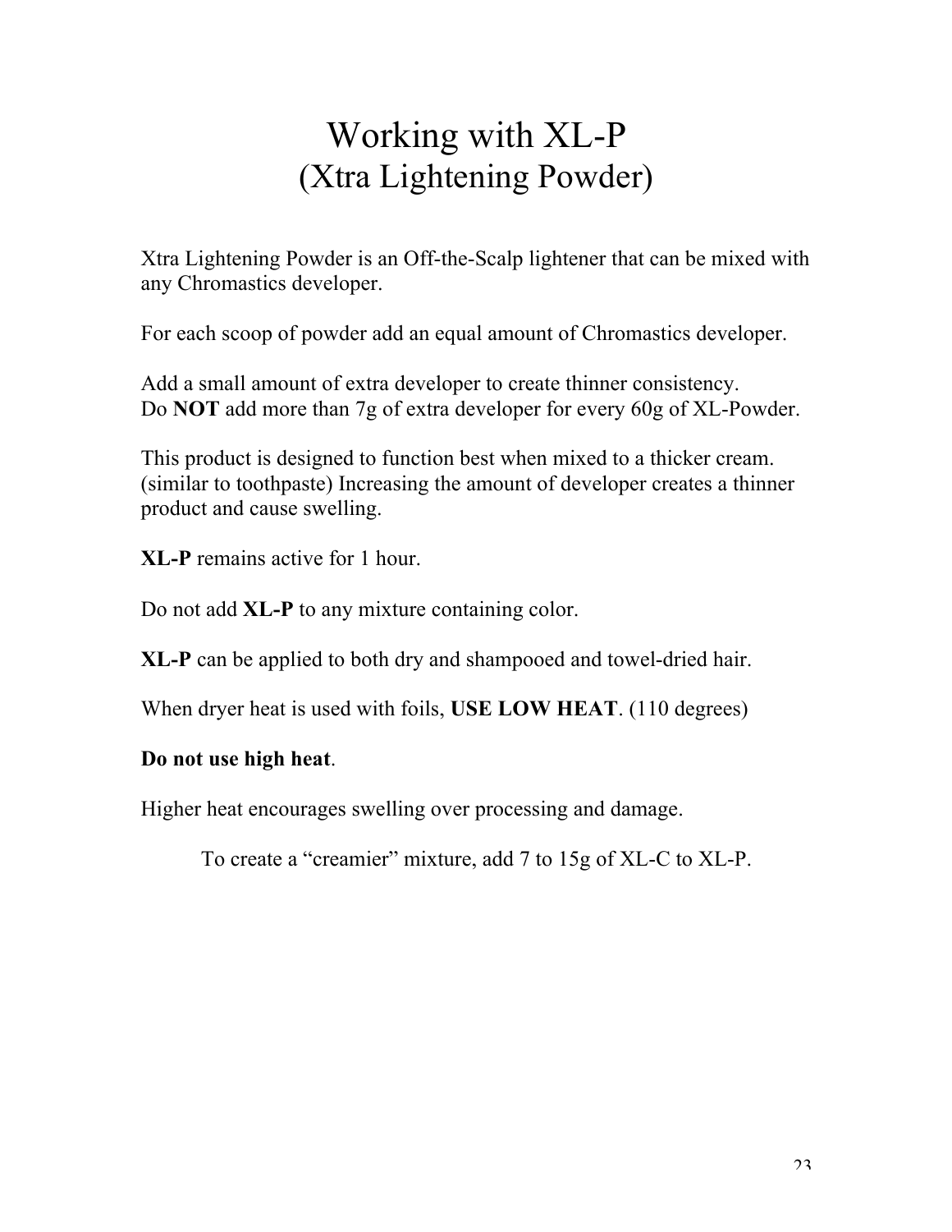# Working with XL-P
## (Xtra Lightening Powder)

Xtra Lightening Powder is an Off-the-Scalp lightener that can be mixed with any Chromastics developer.

For each scoop of powder add an equal amount of Chromastics developer.

Add a small amount of extra developer to create thinner consistency.
Do **NOT** add more than 7g of extra developer for every 60g of XL-Powder.

This product is designed to function best when mixed to a thicker cream. (similar to toothpaste) Increasing the amount of developer creates a thinner product and cause swelling.

**XL-P** remains active for 1 hour.

Do not add **XL-P** to any mixture containing color.

**XL-P** can be applied to both dry and shampooed and towel-dried hair.

When dryer heat is used with foils, **USE LOW HEAT**. (110 degrees)

**Do not use high heat**.

Higher heat encourages swelling over processing and damage.

To create a “creamier” mixture, add 7 to 15g of XL-C to XL-P.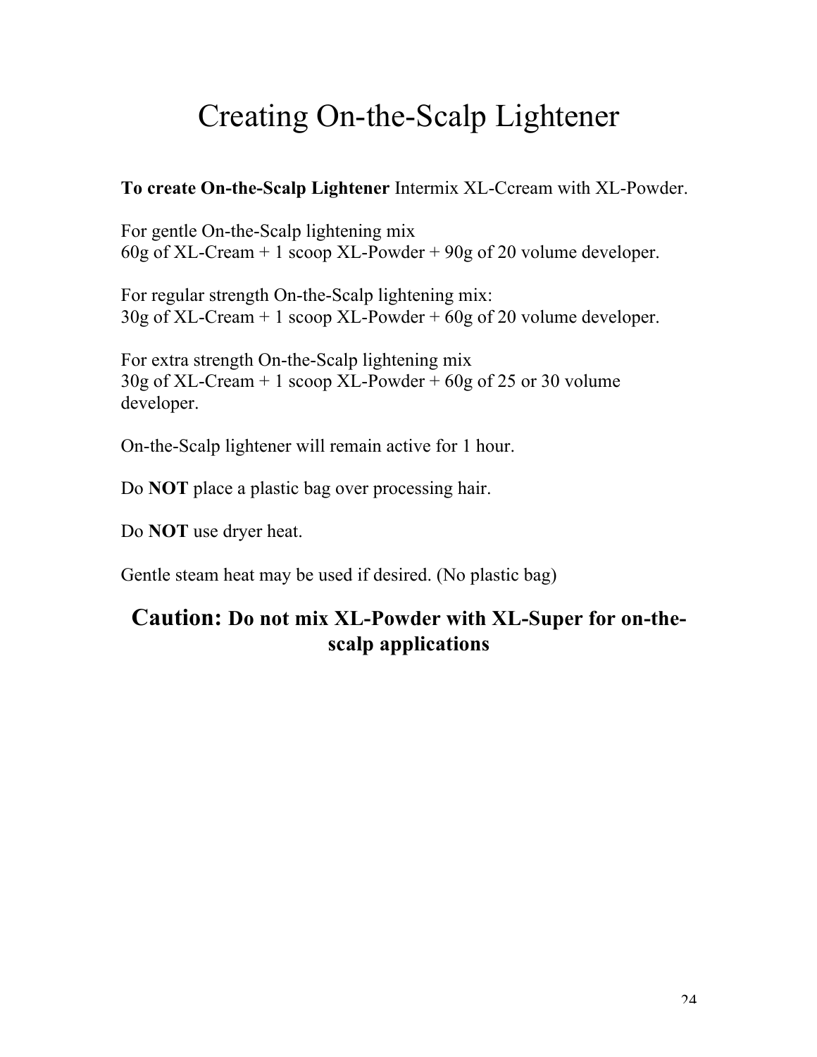# Creating On-the-Scalp Lightener

**To create On-the-Scalp Lightener** Intermix XL-Ccream with XL-Powder.

For gentle On-the-Scalp lightening mix
60g of XL-Cream + 1 scoop XL-Powder + 90g of 20 volume developer.

For regular strength On-the-Scalp lightening mix:
30g of XL-Cream + 1 scoop XL-Powder + 60g of 20 volume developer.

For extra strength On-the-Scalp lightening mix
30g of XL-Cream + 1 scoop XL-Powder + 60g of 25 or 30 volume developer.

On-the-Scalp lightener will remain active for 1 hour.

Do **NOT** place a plastic bag over processing hair.

Do **NOT** use dryer heat.

Gentle steam heat may be used if desired. (No plastic bag)

**Caution: Do not mix XL-Powder with XL-Super for on-the-scalp applications**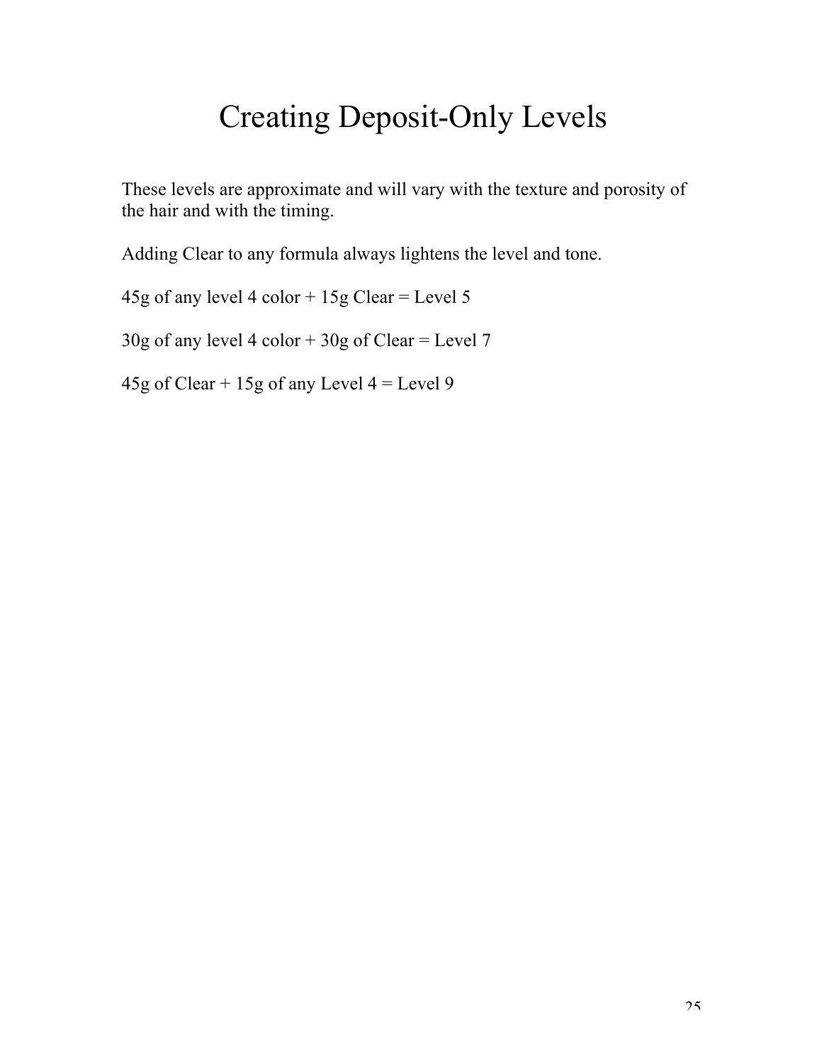# Creating Deposit-Only Levels

These levels are approximate and will vary with the texture and porosity of the hair and with the timing.

Adding Clear to any formula always lightens the level and tone.

45g of any level 4 color + 15g Clear = Level 5

30g of any level 4 color + 30g of Clear = Level 7

45g of Clear + 15g of any Level 4 = Level 9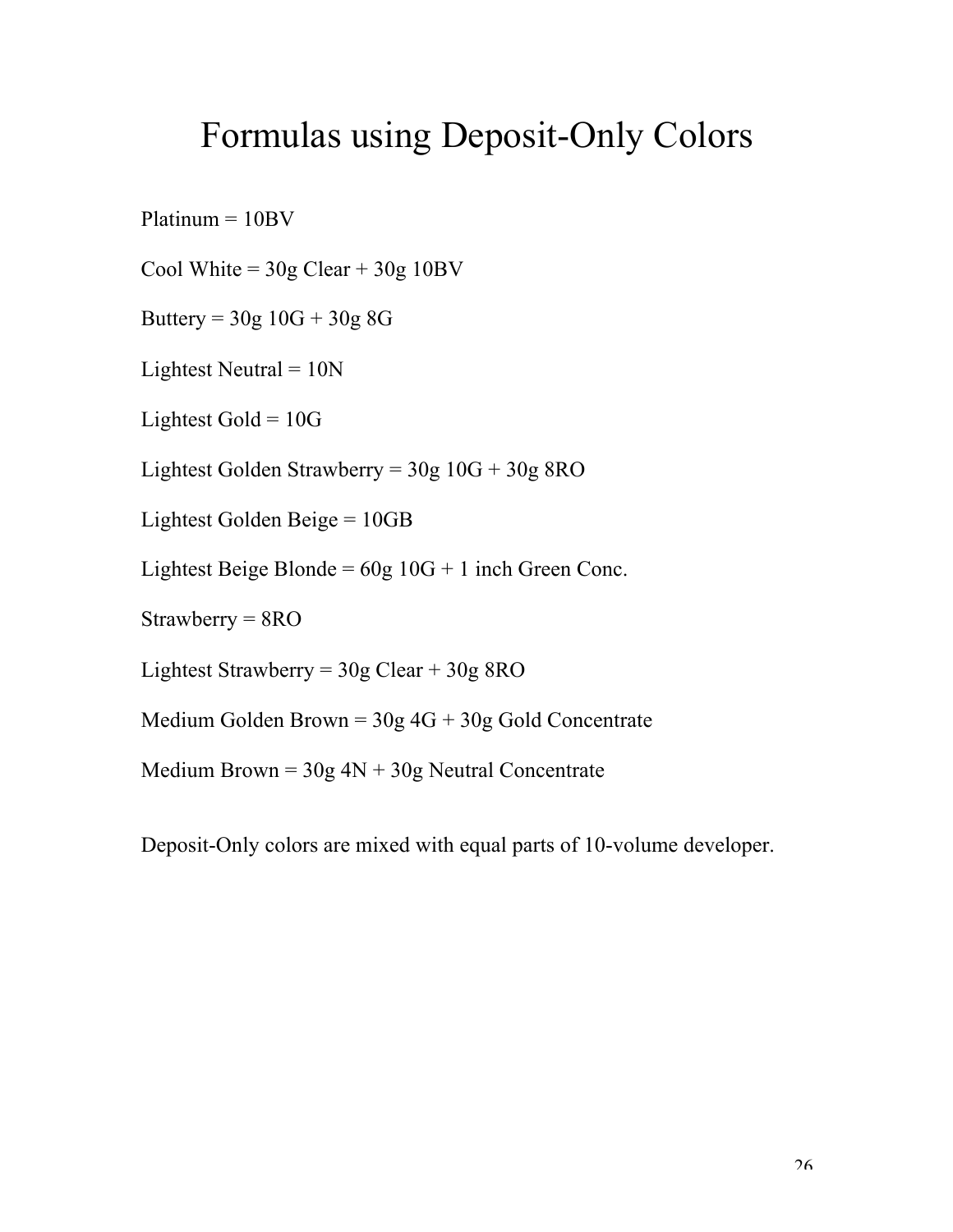# Formulas using Deposit-Only Colors

Platinum = 10BV

Cool White = 30g Clear + 30g 10BV

Buttery = 30g 10G + 30g 8G

Lightest Neutral = 10N

Lightest Gold = 10G

Lightest Golden Strawberry = 30g 10G + 30g 8RO

Lightest Golden Beige = 10GB

Lightest Beige Blonde = 60g 10G + 1 inch Green Conc.

Strawberry = 8RO

Lightest Strawberry = 30g Clear + 30g 8RO

Medium Golden Brown = 30g 4G + 30g Gold Concentrate

Medium Brown = 30g 4N + 30g Neutral Concentrate

Deposit-Only colors are mixed with equal parts of 10-volume developer.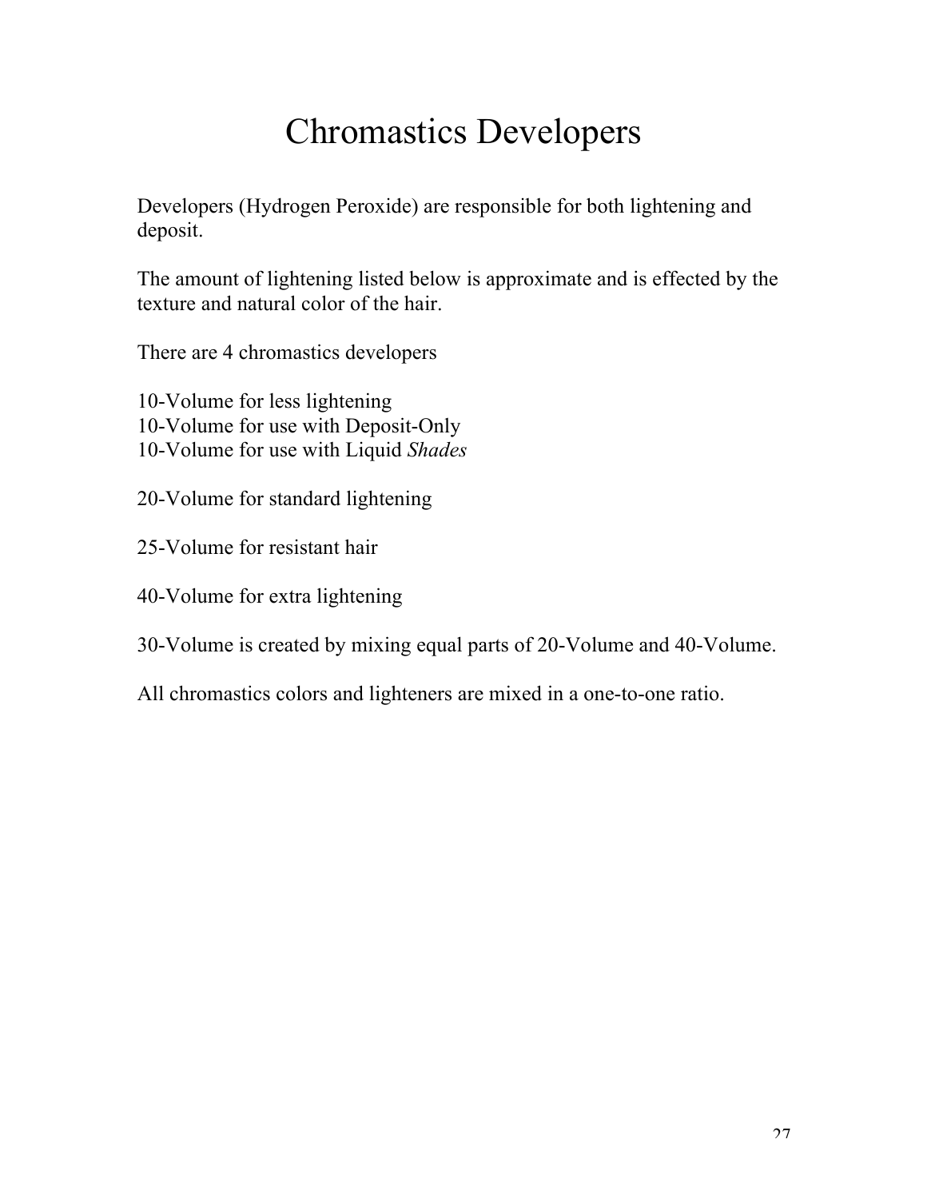# Chromastics Developers

Developers (Hydrogen Peroxide) are responsible for both lightening and deposit.

The amount of lightening listed below is approximate and is effected by the texture and natural color of the hair.

There are 4 chromastics developers

10-Volume for less lightening
10-Volume for use with Deposit-Only
10-Volume for use with Liquid *Shades*

20-Volume for standard lightening

25-Volume for resistant hair

40-Volume for extra lightening

30-Volume is created by mixing equal parts of 20-Volume and 40-Volume.

All chromastics colors and lighteners are mixed in a one-to-one ratio.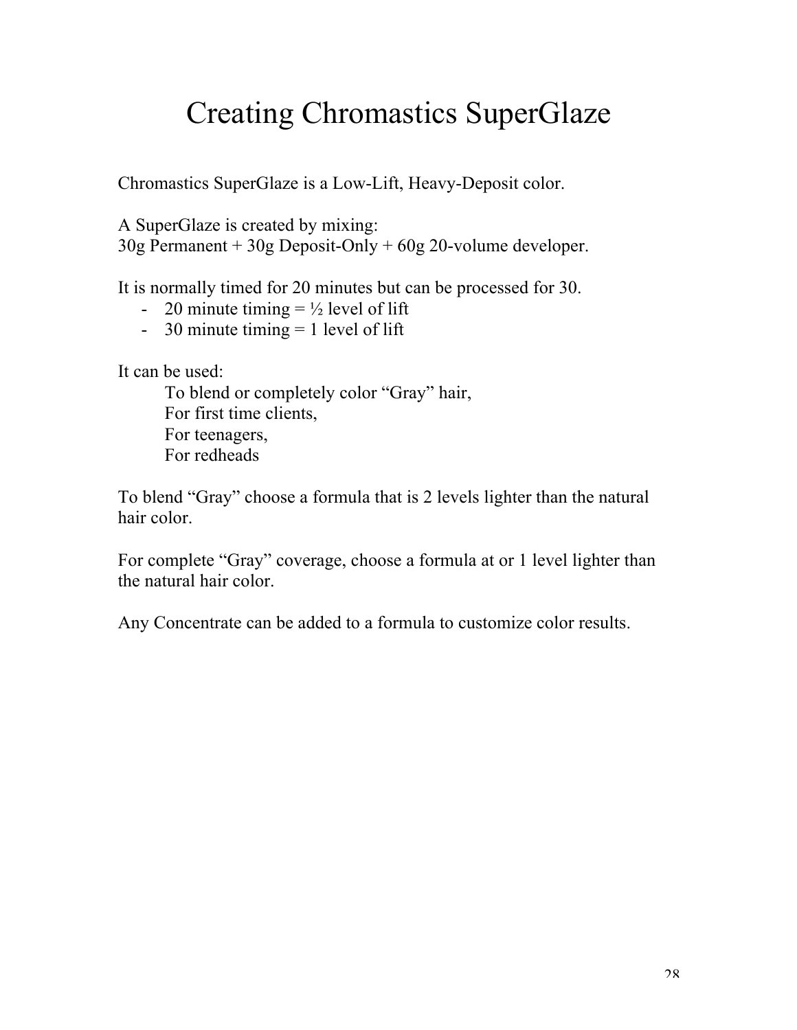# Creating Chromastics SuperGlaze

Chromastics SuperGlaze is a Low-Lift, Heavy-Deposit color.

A SuperGlaze is created by mixing:
30g Permanent + 30g Deposit-Only + 60g 20-volume developer.

It is normally timed for 20 minutes but can be processed for 30.

- 20 minute timing = ½ level of lift
- 30 minute timing = 1 level of lift

It can be used:

To blend or completely color "Gray" hair,
For first time clients,
For teenagers,
For redheads

To blend "Gray" choose a formula that is 2 levels lighter than the natural hair color.

For complete "Gray" coverage, choose a formula at or 1 level lighter than the natural hair color.

Any Concentrate can be added to a formula to customize color results.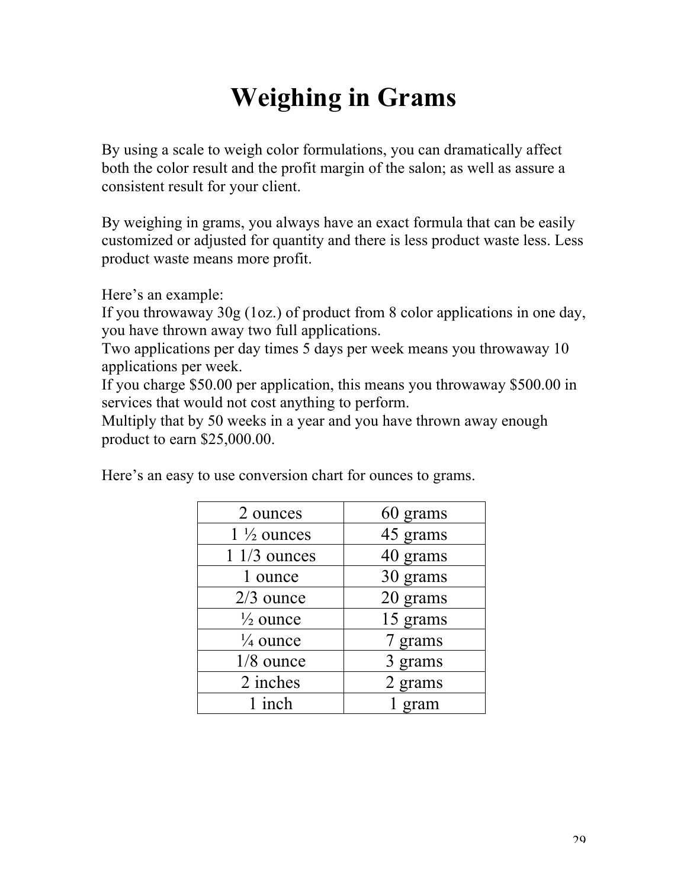# Weighing in Grams

By using a scale to weigh color formulations, you can dramatically affect both the color result and the profit margin of the salon; as well as assure a consistent result for your client.

By weighing in grams, you always have an exact formula that can be easily customized or adjusted for quantity and there is less product waste less. Less product waste means more profit.

Here's an example:
If you throwaway 30g (1oz.) of product from 8 color applications in one day, you have thrown away two full applications.
Two applications per day times 5 days per week means you throwaway 10 applications per week.
If you charge $50.00 per application, this means you throwaway $500.00 in services that would not cost anything to perform.
Multiply that by 50 weeks in a year and you have thrown away enough product to earn $25,000.00.

Here's an easy to use conversion chart for ounces to grams.

| | |
|---|---|
| 2 ounces | 60 grams |
| 1 ½ ounces | 45 grams |
| 1 1/3 ounces | 40 grams |
| 1 ounce | 30 grams |
| 2/3 ounce | 20 grams |
| ½ ounce | 15 grams |
| ¼ ounce | 7 grams |
| 1/8 ounce | 3 grams |
| 2 inches | 2 grams |
| 1 inch | 1 gram |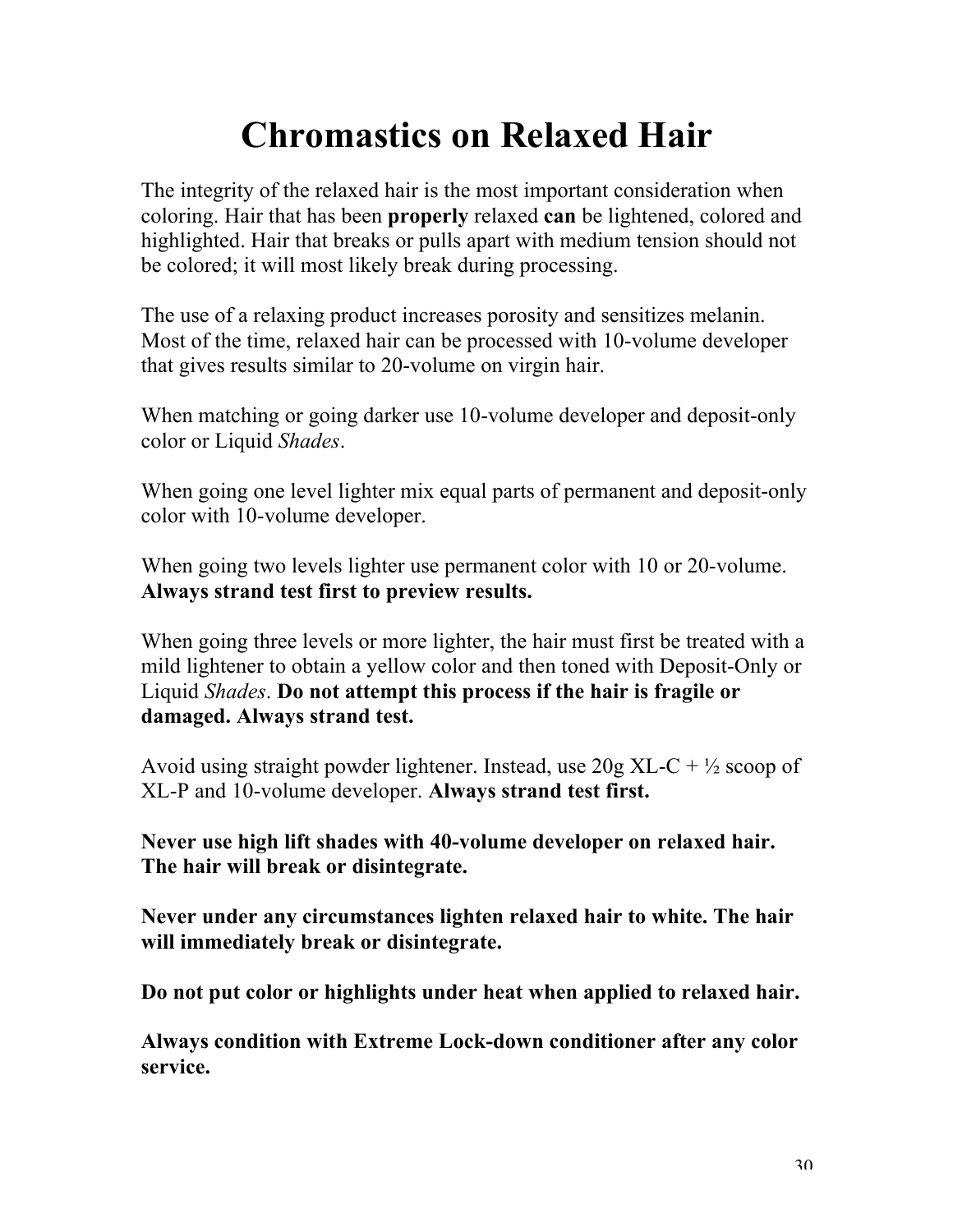# Chromastics on Relaxed Hair

The integrity of the relaxed hair is the most important consideration when coloring. Hair that has been **properly** relaxed **can** be lightened, colored and highlighted. Hair that breaks or pulls apart with medium tension should not be colored; it will most likely break during processing.

The use of a relaxing product increases porosity and sensitizes melanin. Most of the time, relaxed hair can be processed with 10-volume developer that gives results similar to 20-volume on virgin hair.

When matching or going darker use 10-volume developer and deposit-only color or Liquid *Shades*.

When going one level lighter mix equal parts of permanent and deposit-only color with 10-volume developer.

When going two levels lighter use permanent color with 10 or 20-volume. **Always strand test first to preview results.**

When going three levels or more lighter, the hair must first be treated with a mild lightener to obtain a yellow color and then toned with Deposit-Only or Liquid *Shades*. **Do not attempt this process if the hair is fragile or damaged. Always strand test.**

Avoid using straight powder lightener. Instead, use 20g XL-C + ½ scoop of XL-P and 10-volume developer. **Always strand test first.**

**Never use high lift shades with 40-volume developer on relaxed hair. The hair will break or disintegrate.**

**Never under any circumstances lighten relaxed hair to white. The hair will immediately break or disintegrate.**

**Do not put color or highlights under heat when applied to relaxed hair.**

**Always condition with Extreme Lock-down conditioner after any color service.**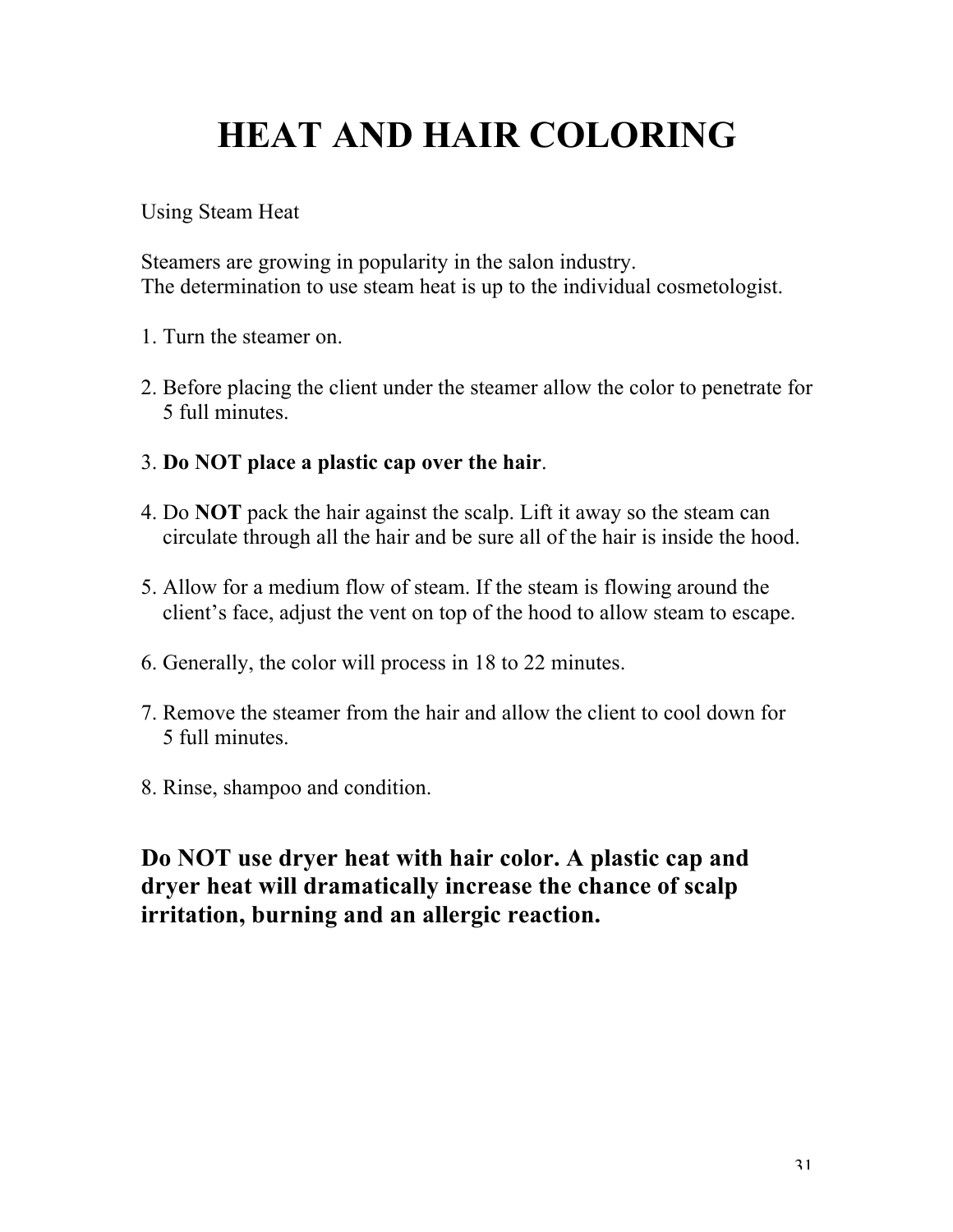# HEAT AND HAIR COLORING

Using Steam Heat

Steamers are growing in popularity in the salon industry.
The determination to use steam heat is up to the individual cosmetologist.

1. Turn the steamer on.

2. Before placing the client under the steamer allow the color to penetrate for 5 full minutes.

3. **Do NOT place a plastic cap over the hair**.

4. Do **NOT** pack the hair against the scalp. Lift it away so the steam can circulate through all the hair and be sure all of the hair is inside the hood.

5. Allow for a medium flow of steam. If the steam is flowing around the client's face, adjust the vent on top of the hood to allow steam to escape.

6. Generally, the color will process in 18 to 22 minutes.

7. Remove the steamer from the hair and allow the client to cool down for 5 full minutes.

8. Rinse, shampoo and condition.

**Do NOT use dryer heat with hair color. A plastic cap and dryer heat will dramatically increase the chance of scalp irritation, burning and an allergic reaction.**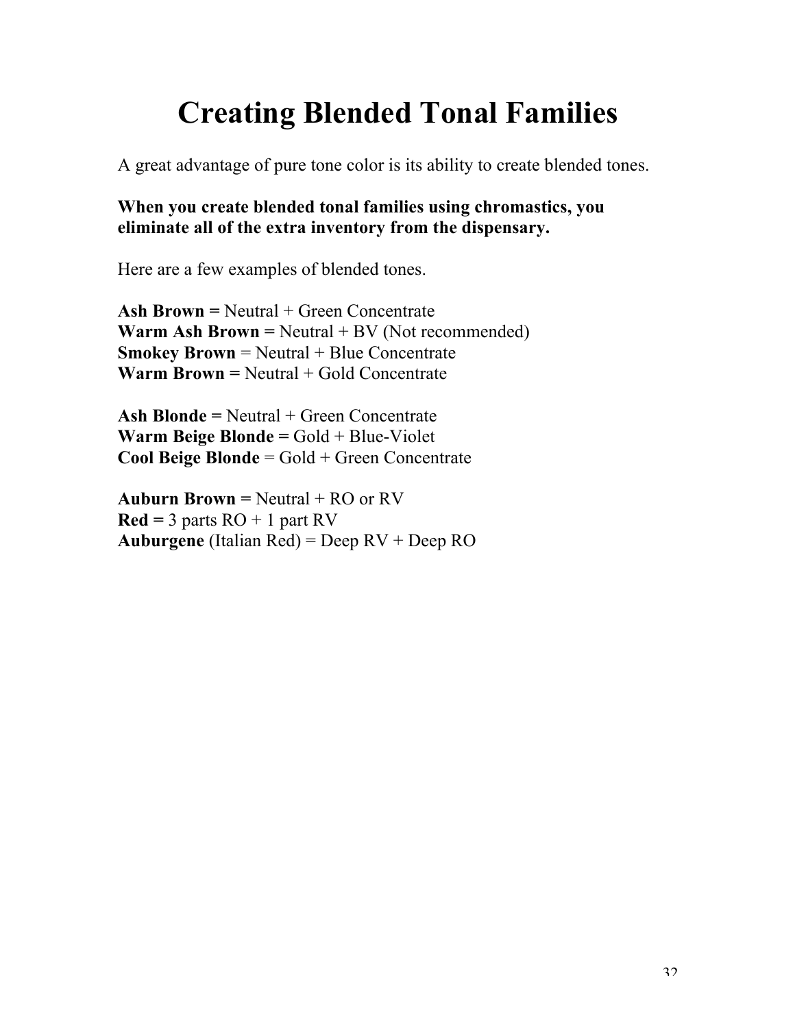# Creating Blended Tonal Families

A great advantage of pure tone color is its ability to create blended tones.

**When you create blended tonal families using chromastics, you eliminate all of the extra inventory from the dispensary.**

Here are a few examples of blended tones.

**Ash Brown =** Neutral + Green Concentrate
**Warm Ash Brown =** Neutral + BV (Not recommended)
**Smokey Brown** = Neutral + Blue Concentrate
**Warm Brown =** Neutral + Gold Concentrate

**Ash Blonde =** Neutral + Green Concentrate
**Warm Beige Blonde =** Gold + Blue-Violet
**Cool Beige Blonde** = Gold + Green Concentrate

**Auburn Brown =** Neutral + RO or RV
**Red =** 3 parts RO + 1 part RV
**Auburgene** (Italian Red) = Deep RV + Deep RO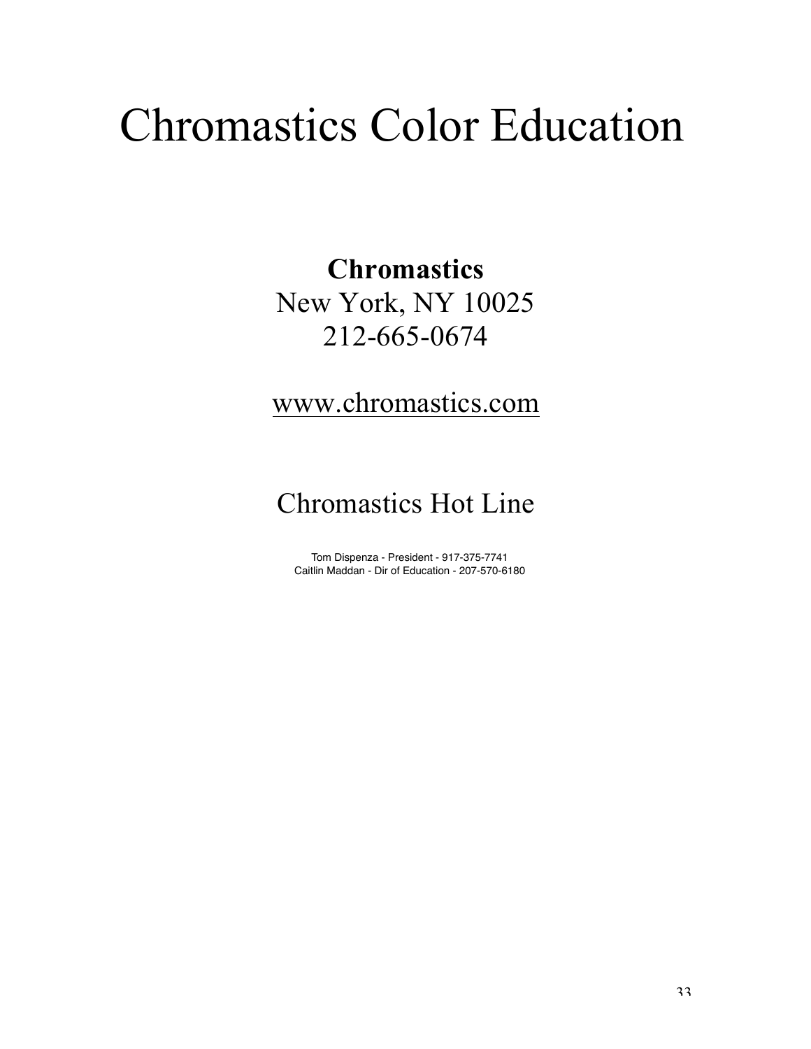# Chromastics Color Education

**Chromastics**
New York, NY 10025
212-665-0674

www.chromastics.com

## Chromastics Hot Line

Tom Dispenza - President - 917-375-7741
Caitlin Maddan - Dir of Education - 207-570-6180